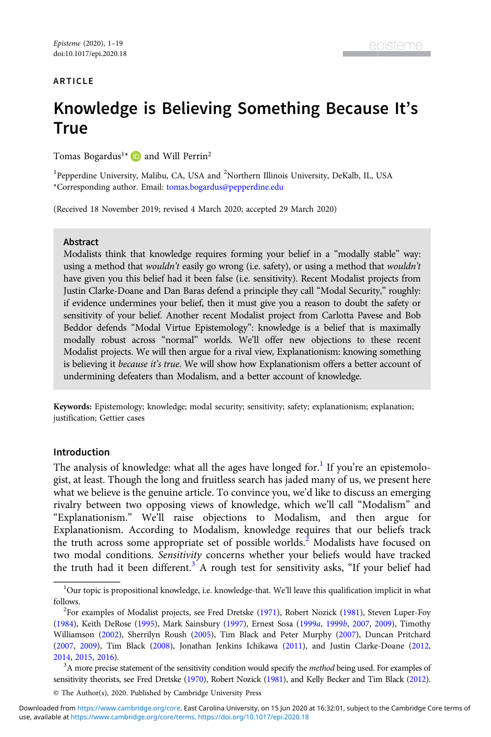ARTICLE

# Knowledge is Believing Something Because It's True

Tomas Bogardus[1]* and Will Perrin[2]

[1]Pepperdine University, Malibu, CA, USA and [2]Northern Illinois University, DeKalb, IL, USA
*Corresponding author. Email: tomas.bogardus@pepperdine.edu

(Received 18 November 2019; revised 4 March 2020; accepted 29 March 2020)

## Abstract

Modalists think that knowledge requires forming your belief in a "modally stable" way: using a method that *wouldn't* easily go wrong (i.e. safety), or using a method that *wouldn't* have given you this belief had it been false (i.e. sensitivity). Recent Modalist projects from Justin Clarke-Doane and Dan Baras defend a principle they call "Modal Security," roughly: if evidence undermines your belief, then it must give you a reason to doubt the safety or sensitivity of your belief. Another recent Modalist project from Carlotta Pavese and Bob Beddor defends "Modal Virtue Epistemology": knowledge is a belief that is maximally modally robust across "normal" worlds. We'll offer new objections to these recent Modalist projects. We will then argue for a rival view, Explanationism: knowing something is believing it *because it's true*. We will show how Explanationism offers a better account of undermining defeaters than Modalism, and a better account of knowledge.

**Keywords:** Epistemology; knowledge; modal security; sensitivity; safety; explanationism; explanation; justification; Gettier cases

## Introduction

The analysis of knowledge: what all the ages have longed for.[1] If you're an epistemologist, at least. Though the long and fruitless search has jaded many of us, we present here what we believe is the genuine article. To convince you, we'd like to discuss an emerging rivalry between two opposing views of knowledge, which we'll call "Modalism" and "Explanationism." We'll raise objections to Modalism, and then argue for Explanationism. According to Modalism, knowledge requires that our beliefs track the truth across some appropriate set of possible worlds.[2] Modalists have focused on two modal conditions. *Sensitivity* concerns whether your beliefs would have tracked the truth had it been different.[3] A rough test for sensitivity asks, "If your belief had

[1]Our topic is propositional knowledge, i.e. knowledge-that. We'll leave this qualification implicit in what follows.

[2]For examples of Modalist projects, see Fred Dretske (1971), Robert Nozick (1981), Steven Luper-Foy (1984), Keith DeRose (1995), Mark Sainsbury (1997), Ernest Sosa (1999a, 1999b, 2007, 2009), Timothy Williamson (2002), Sherrilyn Roush (2005), Tim Black and Peter Murphy (2007), Duncan Pritchard (2007, 2009), Tim Black (2008), Jonathan Jenkins Ichikawa (2011), and Justin Clarke-Doane (2012, 2014, 2015, 2016).

[3]A more precise statement of the sensitivity condition would specify the *method* being used. For examples of sensitivity theorists, see Fred Dretske (1970), Robert Nozick (1981), and Kelly Becker and Tim Black (2012).

© The Author(s), 2020. Published by Cambridge University Press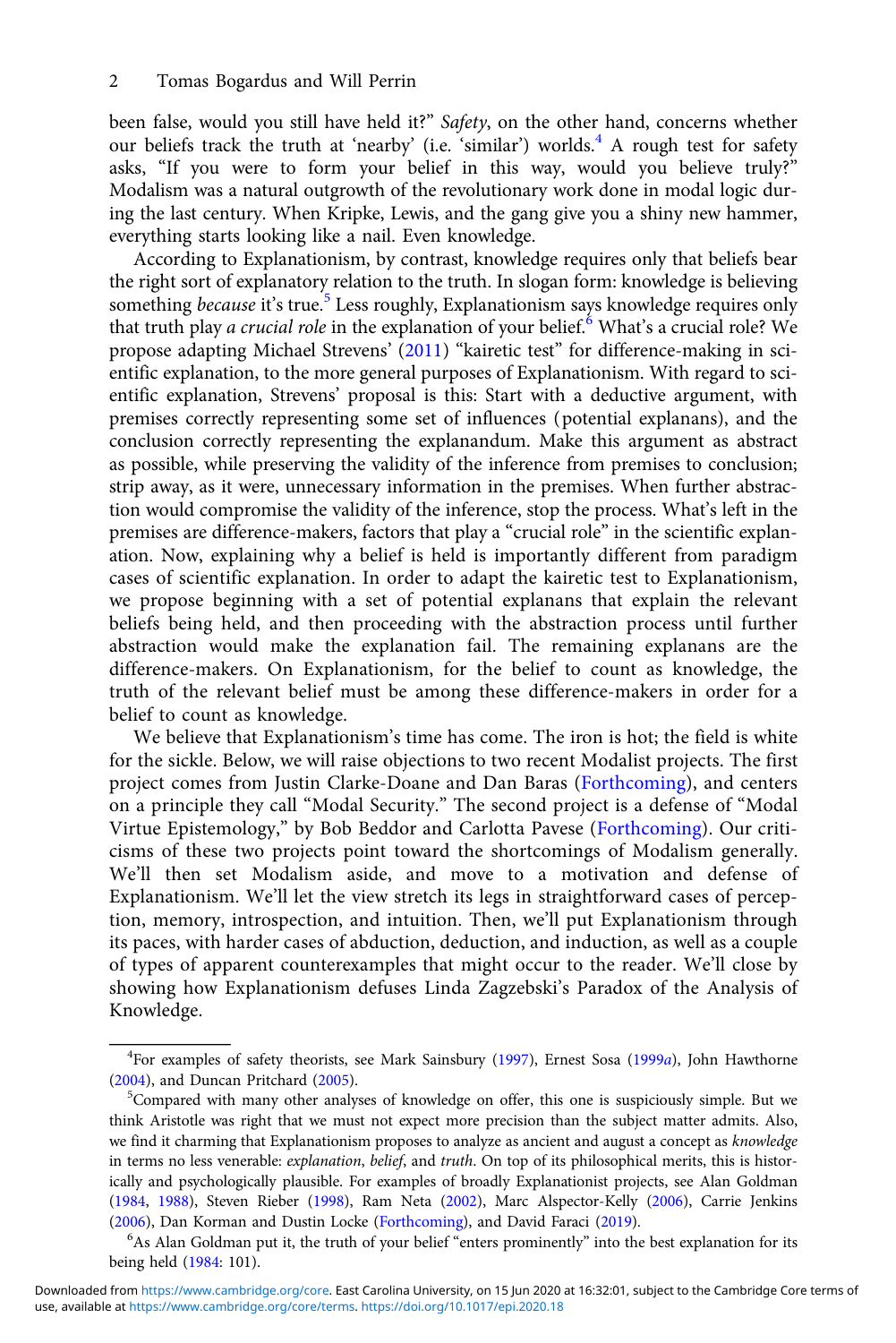been false, would you still have held it?" *Safety*, on the other hand, concerns whether our beliefs track the truth at 'nearby' (i.e. 'similar') worlds.[4] A rough test for safety asks, "If you were to form your belief in this way, would you believe truly?" Modalism was a natural outgrowth of the revolutionary work done in modal logic during the last century. When Kripke, Lewis, and the gang give you a shiny new hammer, everything starts looking like a nail. Even knowledge.

According to Explanationism, by contrast, knowledge requires only that beliefs bear the right sort of explanatory relation to the truth. In slogan form: knowledge is believing something *because* it's true.[5] Less roughly, Explanationism says knowledge requires only that truth play *a crucial role* in the explanation of your belief.[6] What's a crucial role? We propose adapting Michael Strevens' (2011) "kairetic test" for difference-making in scientific explanation, to the more general purposes of Explanationism. With regard to scientific explanation, Strevens' proposal is this: Start with a deductive argument, with premises correctly representing some set of influences (potential explanans), and the conclusion correctly representing the explanandum. Make this argument as abstract as possible, while preserving the validity of the inference from premises to conclusion; strip away, as it were, unnecessary information in the premises. When further abstraction would compromise the validity of the inference, stop the process. What's left in the premises are difference-makers, factors that play a "crucial role" in the scientific explanation. Now, explaining why a belief is held is importantly different from paradigm cases of scientific explanation. In order to adapt the kairetic test to Explanationism, we propose beginning with a set of potential explanans that explain the relevant beliefs being held, and then proceeding with the abstraction process until further abstraction would make the explanation fail. The remaining explanans are the difference-makers. On Explanationism, for the belief to count as knowledge, the truth of the relevant belief must be among these difference-makers in order for a belief to count as knowledge.

We believe that Explanationism's time has come. The iron is hot; the field is white for the sickle. Below, we will raise objections to two recent Modalist projects. The first project comes from Justin Clarke-Doane and Dan Baras (Forthcoming), and centers on a principle they call "Modal Security." The second project is a defense of "Modal Virtue Epistemology," by Bob Beddor and Carlotta Pavese (Forthcoming). Our criticisms of these two projects point toward the shortcomings of Modalism generally. We'll then set Modalism aside, and move to a motivation and defense of Explanationism. We'll let the view stretch its legs in straightforward cases of perception, memory, introspection, and intuition. Then, we'll put Explanationism through its paces, with harder cases of abduction, deduction, and induction, as well as a couple of types of apparent counterexamples that might occur to the reader. We'll close by showing how Explanationism defuses Linda Zagzebski's Paradox of the Analysis of Knowledge.

---

[4] For examples of safety theorists, see Mark Sainsbury (1997), Ernest Sosa (1999*a*), John Hawthorne (2004), and Duncan Pritchard (2005).

[5] Compared with many other analyses of knowledge on offer, this one is suspiciously simple. But we think Aristotle was right that we must not expect more precision than the subject matter admits. Also, we find it charming that Explanationism proposes to analyze as ancient and august a concept as *knowledge* in terms no less venerable: *explanation*, *belief*, and *truth*. On top of its philosophical merits, this is historically and psychologically plausible. For examples of broadly Explanationist projects, see Alan Goldman (1984, 1988), Steven Rieber (1998), Ram Neta (2002), Marc Alspector-Kelly (2006), Carrie Jenkins (2006), Dan Korman and Dustin Locke (Forthcoming), and David Faraci (2019).

[6] As Alan Goldman put it, the truth of your belief "enters prominently" into the best explanation for its being held (1984: 101).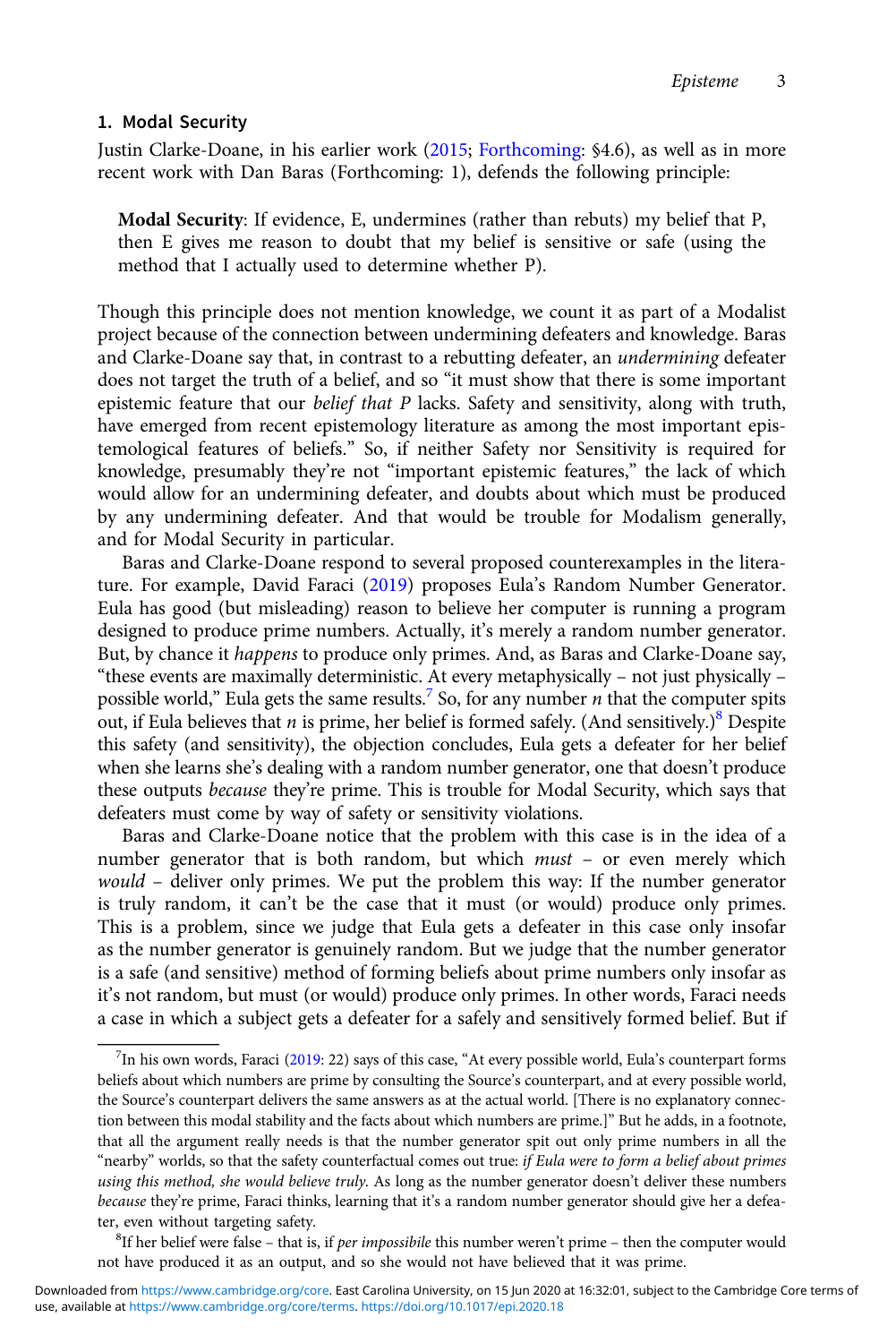## 1. Modal Security

Justin Clarke-Doane, in his earlier work (2015; Forthcoming: §4.6), as well as in more recent work with Dan Baras (Forthcoming: 1), defends the following principle:

> **Modal Security**: If evidence, E, undermines (rather than rebuts) my belief that P, then E gives me reason to doubt that my belief is sensitive or safe (using the method that I actually used to determine whether P).

Though this principle does not mention knowledge, we count it as part of a Modalist project because of the connection between undermining defeaters and knowledge. Baras and Clarke-Doane say that, in contrast to a rebutting defeater, an *undermining* defeater does not target the truth of a belief, and so "it must show that there is some important epistemic feature that our *belief that P* lacks. Safety and sensitivity, along with truth, have emerged from recent epistemology literature as among the most important epistemological features of beliefs." So, if neither Safety nor Sensitivity is required for knowledge, presumably they're not "important epistemic features," the lack of which would allow for an undermining defeater, and doubts about which must be produced by any undermining defeater. And that would be trouble for Modalism generally, and for Modal Security in particular.

Baras and Clarke-Doane respond to several proposed counterexamples in the literature. For example, David Faraci (2019) proposes Eula's Random Number Generator. Eula has good (but misleading) reason to believe her computer is running a program designed to produce prime numbers. Actually, it's merely a random number generator. But, by chance it *happens* to produce only primes. And, as Baras and Clarke-Doane say, "these events are maximally deterministic. At every metaphysically – not just physically – possible world," Eula gets the same results.[7] So, for any number *n* that the computer spits out, if Eula believes that *n* is prime, her belief is formed safely. (And sensitively.)[8] Despite this safety (and sensitivity), the objection concludes, Eula gets a defeater for her belief when she learns she's dealing with a random number generator, one that doesn't produce these outputs *because* they're prime. This is trouble for Modal Security, which says that defeaters must come by way of safety or sensitivity violations.

Baras and Clarke-Doane notice that the problem with this case is in the idea of a number generator that is both random, but which *must* – or even merely which *would* – deliver only primes. We put the problem this way: If the number generator is truly random, it can't be the case that it must (or would) produce only primes. This is a problem, since we judge that Eula gets a defeater in this case only insofar as the number generator is genuinely random. But we judge that the number generator is a safe (and sensitive) method of forming beliefs about prime numbers only insofar as it's not random, but must (or would) produce only primes. In other words, Faraci needs a case in which a subject gets a defeater for a safely and sensitively formed belief. But if

[7] In his own words, Faraci (2019: 22) says of this case, "At every possible world, Eula's counterpart forms beliefs about which numbers are prime by consulting the Source's counterpart, and at every possible world, the Source's counterpart delivers the same answers as at the actual world. [There is no explanatory connection between this modal stability and the facts about which numbers are prime.]" But he adds, in a footnote, that all the argument really needs is that the number generator spit out only prime numbers in all the "nearby" worlds, so that the safety counterfactual comes out true: *if Eula were to form a belief about primes using this method, she would believe truly*. As long as the number generator doesn't deliver these numbers *because* they're prime, Faraci thinks, learning that it's a random number generator should give her a defeater, even without targeting safety.

[8] If her belief were false – that is, if *per impossibile* this number weren't prime – then the computer would not have produced it as an output, and so she would not have believed that it was prime.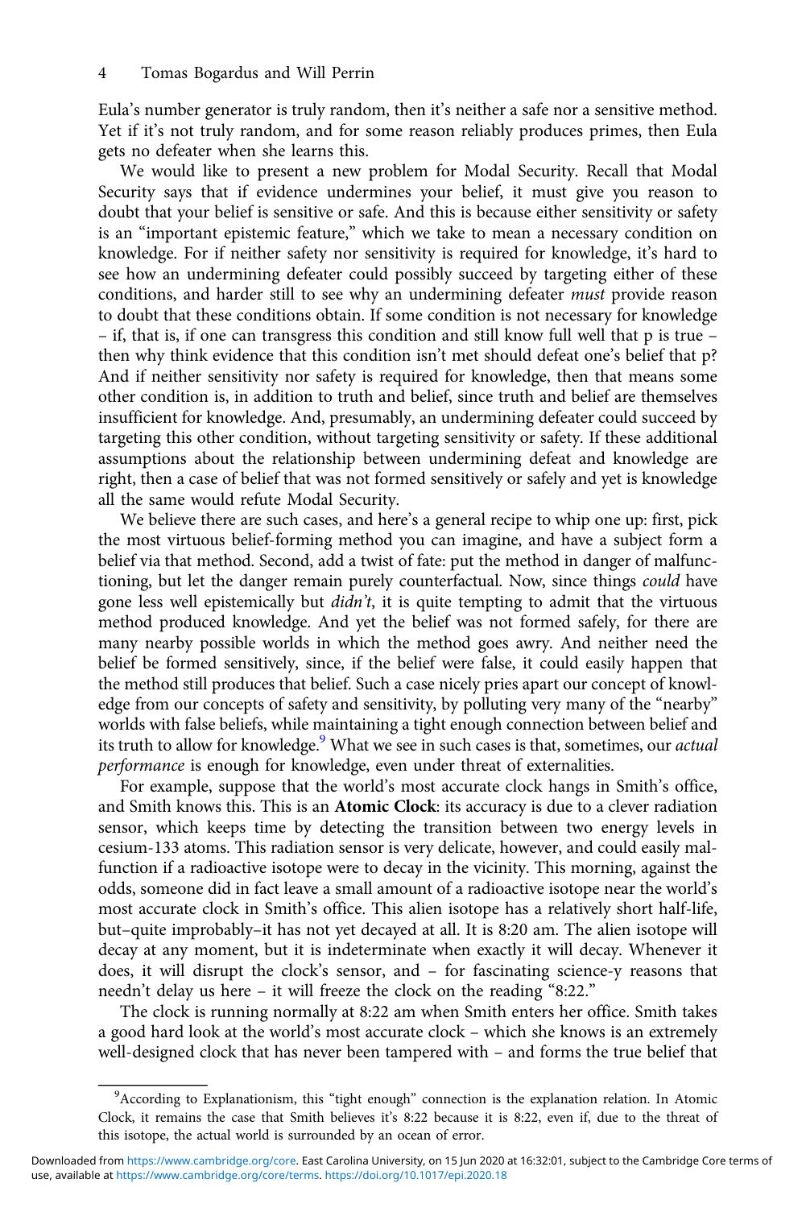Eula's number generator is truly random, then it's neither a safe nor a sensitive method. Yet if it's not truly random, and for some reason reliably produces primes, then Eula gets no defeater when she learns this.

We would like to present a new problem for Modal Security. Recall that Modal Security says that if evidence undermines your belief, it must give you reason to doubt that your belief is sensitive or safe. And this is because either sensitivity or safety is an "important epistemic feature," which we take to mean a necessary condition on knowledge. For if neither safety nor sensitivity is required for knowledge, it's hard to see how an undermining defeater could possibly succeed by targeting either of these conditions, and harder still to see why an undermining defeater *must* provide reason to doubt that these conditions obtain. If some condition is not necessary for knowledge – if, that is, if one can transgress this condition and still know full well that p is true – then why think evidence that this condition isn't met should defeat one's belief that p? And if neither sensitivity nor safety is required for knowledge, then that means some other condition is, in addition to truth and belief, since truth and belief are themselves insufficient for knowledge. And, presumably, an undermining defeater could succeed by targeting this other condition, without targeting sensitivity or safety. If these additional assumptions about the relationship between undermining defeat and knowledge are right, then a case of belief that was not formed sensitively or safely and yet is knowledge all the same would refute Modal Security.

We believe there are such cases, and here's a general recipe to whip one up: first, pick the most virtuous belief-forming method you can imagine, and have a subject form a belief via that method. Second, add a twist of fate: put the method in danger of malfunctioning, but let the danger remain purely counterfactual. Now, since things *could* have gone less well epistemically but *didn't*, it is quite tempting to admit that the virtuous method produced knowledge. And yet the belief was not formed safely, for there are many nearby possible worlds in which the method goes awry. And neither need the belief be formed sensitively, since, if the belief were false, it could easily happen that the method still produces that belief. Such a case nicely pries apart our concept of knowledge from our concepts of safety and sensitivity, by polluting very many of the "nearby" worlds with false beliefs, while maintaining a tight enough connection between belief and its truth to allow for knowledge.[9] What we see in such cases is that, sometimes, our *actual performance* is enough for knowledge, even under threat of externalities.

For example, suppose that the world's most accurate clock hangs in Smith's office, and Smith knows this. This is an **Atomic Clock**: its accuracy is due to a clever radiation sensor, which keeps time by detecting the transition between two energy levels in cesium-133 atoms. This radiation sensor is very delicate, however, and could easily malfunction if a radioactive isotope were to decay in the vicinity. This morning, against the odds, someone did in fact leave a small amount of a radioactive isotope near the world's most accurate clock in Smith's office. This alien isotope has a relatively short half-life, but–quite improbably–it has not yet decayed at all. It is 8:20 am. The alien isotope will decay at any moment, but it is indeterminate when exactly it will decay. Whenever it does, it will disrupt the clock's sensor, and – for fascinating science-y reasons that needn't delay us here – it will freeze the clock on the reading "8:22."

The clock is running normally at 8:22 am when Smith enters her office. Smith takes a good hard look at the world's most accurate clock – which she knows is an extremely well-designed clock that has never been tampered with – and forms the true belief that

[9] According to Explanationism, this "tight enough" connection is the explanation relation. In Atomic Clock, it remains the case that Smith believes it's 8:22 because it is 8:22, even if, due to the threat of this isotope, the actual world is surrounded by an ocean of error.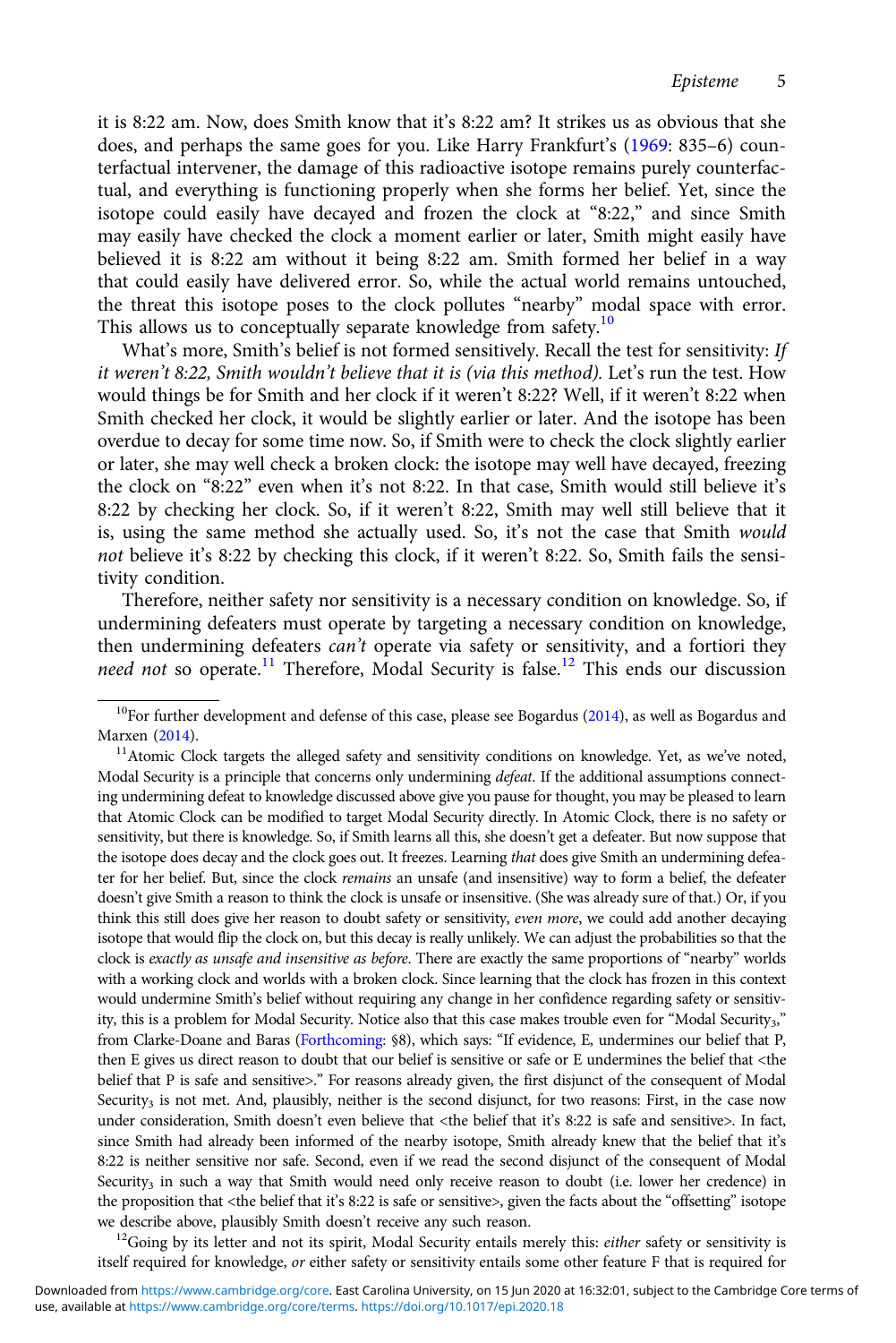it is 8:22 am. Now, does Smith know that it's 8:22 am? It strikes us as obvious that she does, and perhaps the same goes for you. Like Harry Frankfurt's (1969: 835–6) counterfactual intervener, the damage of this radioactive isotope remains purely counterfactual, and everything is functioning properly when she forms her belief. Yet, since the isotope could easily have decayed and frozen the clock at "8:22," and since Smith may easily have checked the clock a moment earlier or later, Smith might easily have believed it is 8:22 am without it being 8:22 am. Smith formed her belief in a way that could easily have delivered error. So, while the actual world remains untouched, the threat this isotope poses to the clock pollutes "nearby" modal space with error. This allows us to conceptually separate knowledge from safety.[10]

What's more, Smith's belief is not formed sensitively. Recall the test for sensitivity: *If it weren't 8:22, Smith wouldn't believe that it is (via this method).* Let's run the test. How would things be for Smith and her clock if it weren't 8:22? Well, if it weren't 8:22 when Smith checked her clock, it would be slightly earlier or later. And the isotope has been overdue to decay for some time now. So, if Smith were to check the clock slightly earlier or later, she may well check a broken clock: the isotope may well have decayed, freezing the clock on "8:22" even when it's not 8:22. In that case, Smith would still believe it's 8:22 by checking her clock. So, if it weren't 8:22, Smith may well still believe that it is, using the same method she actually used. So, it's not the case that Smith *would not* believe it's 8:22 by checking this clock, if it weren't 8:22. So, Smith fails the sensitivity condition.

Therefore, neither safety nor sensitivity is a necessary condition on knowledge. So, if undermining defeaters must operate by targeting a necessary condition on knowledge, then undermining defeaters *can't* operate via safety or sensitivity, and a fortiori they *need not* so operate.[11] Therefore, Modal Security is false.[12] This ends our discussion

---

[10] For further development and defense of this case, please see Bogardus (2014), as well as Bogardus and Marxen (2014).

[11] Atomic Clock targets the alleged safety and sensitivity conditions on knowledge. Yet, as we've noted, Modal Security is a principle that concerns only undermining *defeat*. If the additional assumptions connecting undermining defeat to knowledge discussed above give you pause for thought, you may be pleased to learn that Atomic Clock can be modified to target Modal Security directly. In Atomic Clock, there is no safety or sensitivity, but there is knowledge. So, if Smith learns all this, she doesn't get a defeater. But now suppose that the isotope does decay and the clock goes out. It freezes. Learning *that* does give Smith an undermining defeater for her belief. But, since the clock *remains* an unsafe (and insensitive) way to form a belief, the defeater doesn't give Smith a reason to think the clock is unsafe or insensitive. (She was already sure of that.) Or, if you think this still does give her reason to doubt safety or sensitivity, *even more*, we could add another decaying isotope that would flip the clock on, but this decay is really unlikely. We can adjust the probabilities so that the clock is *exactly as unsafe and insensitive as before*. There are exactly the same proportions of "nearby" worlds with a working clock and worlds with a broken clock. Since learning that the clock has frozen in this context would undermine Smith's belief without requiring any change in her confidence regarding safety or sensitivity, this is a problem for Modal Security. Notice also that this case makes trouble even for "Modal Security$_3$," from Clarke-Doane and Baras (Forthcoming: §8), which says: "If evidence, E, undermines our belief that P, then E gives us direct reason to doubt that our belief is sensitive or safe or E undermines the belief that <the belief that P is safe and sensitive>." For reasons already given, the first disjunct of the consequent of Modal Security$_3$ is not met. And, plausibly, neither is the second disjunct, for two reasons: First, in the case now under consideration, Smith doesn't even believe that <the belief that it's 8:22 is safe and sensitive>. In fact, since Smith had already been informed of the nearby isotope, Smith already knew that the belief that it's 8:22 is neither sensitive nor safe. Second, even if we read the second disjunct of the consequent of Modal Security$_3$ in such a way that Smith would need only receive reason to doubt (i.e. lower her credence) in the proposition that <the belief that it's 8:22 is safe or sensitive>, given the facts about the "offsetting" isotope we describe above, plausibly Smith doesn't receive any such reason.

[12] Going by its letter and not its spirit, Modal Security entails merely this: *either* safety or sensitivity is itself required for knowledge, *or* either safety or sensitivity entails some other feature F that is required for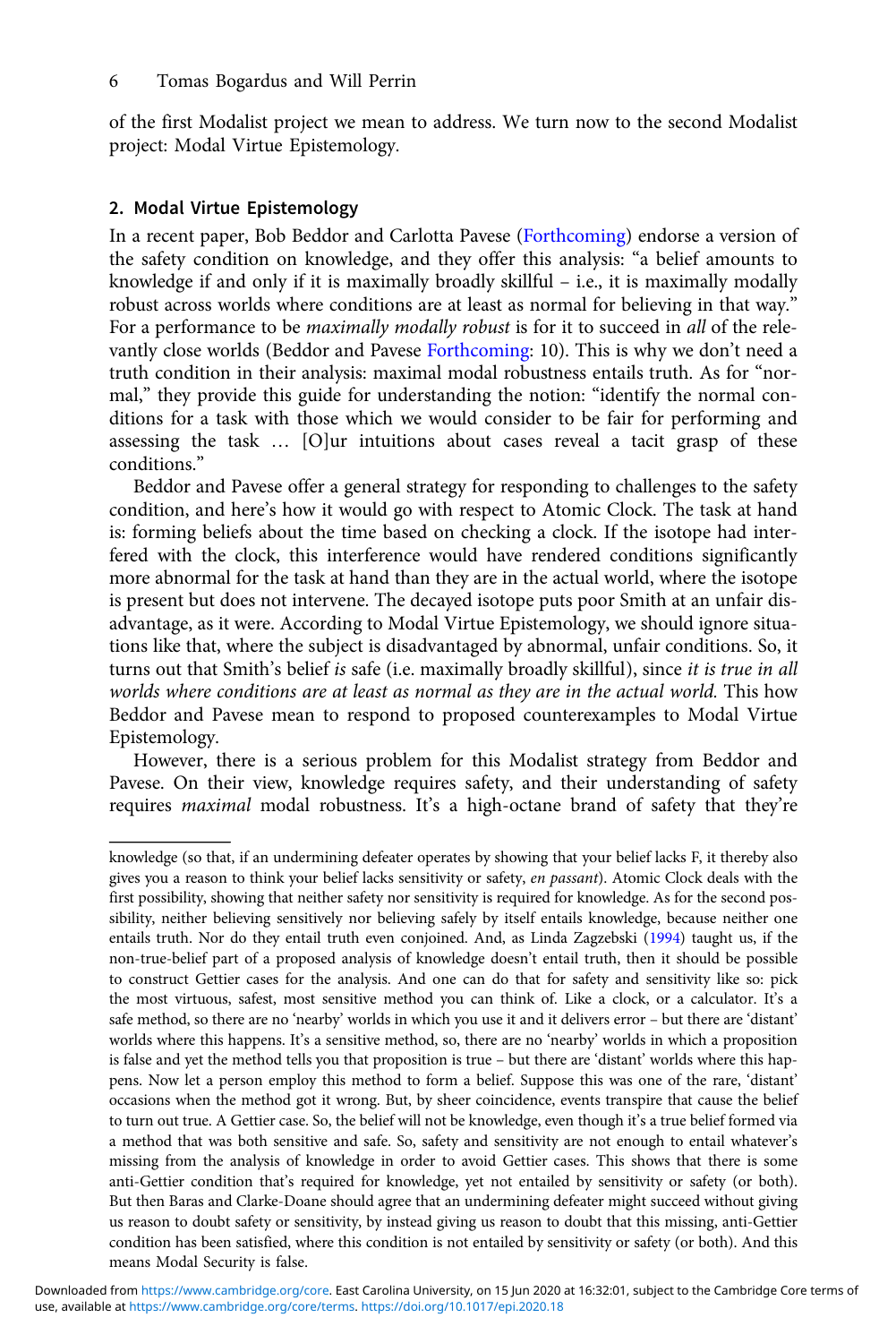of the first Modalist project we mean to address. We turn now to the second Modalist project: Modal Virtue Epistemology.

## 2. Modal Virtue Epistemology

In a recent paper, Bob Beddor and Carlotta Pavese (Forthcoming) endorse a version of the safety condition on knowledge, and they offer this analysis: "a belief amounts to knowledge if and only if it is maximally broadly skillful – i.e., it is maximally modally robust across worlds where conditions are at least as normal for believing in that way." For a performance to be *maximally modally robust* is for it to succeed in *all* of the relevantly close worlds (Beddor and Pavese Forthcoming: 10). This is why we don't need a truth condition in their analysis: maximal modal robustness entails truth. As for "normal," they provide this guide for understanding the notion: "identify the normal conditions for a task with those which we would consider to be fair for performing and assessing the task … [O]ur intuitions about cases reveal a tacit grasp of these conditions."

Beddor and Pavese offer a general strategy for responding to challenges to the safety condition, and here's how it would go with respect to Atomic Clock. The task at hand is: forming beliefs about the time based on checking a clock. If the isotope had interfered with the clock, this interference would have rendered conditions significantly more abnormal for the task at hand than they are in the actual world, where the isotope is present but does not intervene. The decayed isotope puts poor Smith at an unfair disadvantage, as it were. According to Modal Virtue Epistemology, we should ignore situations like that, where the subject is disadvantaged by abnormal, unfair conditions. So, it turns out that Smith's belief *is* safe (i.e. maximally broadly skillful), since *it is true in all worlds where conditions are at least as normal as they are in the actual world.* This how Beddor and Pavese mean to respond to proposed counterexamples to Modal Virtue Epistemology.

However, there is a serious problem for this Modalist strategy from Beddor and Pavese. On their view, knowledge requires safety, and their understanding of safety requires *maximal* modal robustness. It's a high-octane brand of safety that they're

---

knowledge (so that, if an undermining defeater operates by showing that your belief lacks F, it thereby also gives you a reason to think your belief lacks sensitivity or safety, *en passant*). Atomic Clock deals with the first possibility, showing that neither safety nor sensitivity is required for knowledge. As for the second possibility, neither believing sensitively nor believing safely by itself entails knowledge, because neither one entails truth. Nor do they entail truth even conjoined. And, as Linda Zagzebski (1994) taught us, if the non-true-belief part of a proposed analysis of knowledge doesn't entail truth, then it should be possible to construct Gettier cases for the analysis. And one can do that for safety and sensitivity like so: pick the most virtuous, safest, most sensitive method you can think of. Like a clock, or a calculator. It's a safe method, so there are no 'nearby' worlds in which you use it and it delivers error – but there are 'distant' worlds where this happens. It's a sensitive method, so, there are no 'nearby' worlds in which a proposition is false and yet the method tells you that proposition is true – but there are 'distant' worlds where this happens. Now let a person employ this method to form a belief. Suppose this was one of the rare, 'distant' occasions when the method got it wrong. But, by sheer coincidence, events transpire that cause the belief to turn out true. A Gettier case. So, the belief will not be knowledge, even though it's a true belief formed via a method that was both sensitive and safe. So, safety and sensitivity are not enough to entail whatever's missing from the analysis of knowledge in order to avoid Gettier cases. This shows that there is some anti-Gettier condition that's required for knowledge, yet not entailed by sensitivity or safety (or both). But then Baras and Clarke-Doane should agree that an undermining defeater might succeed without giving us reason to doubt safety or sensitivity, by instead giving us reason to doubt that this missing, anti-Gettier condition has been satisfied, where this condition is not entailed by sensitivity or safety (or both). And this means Modal Security is false.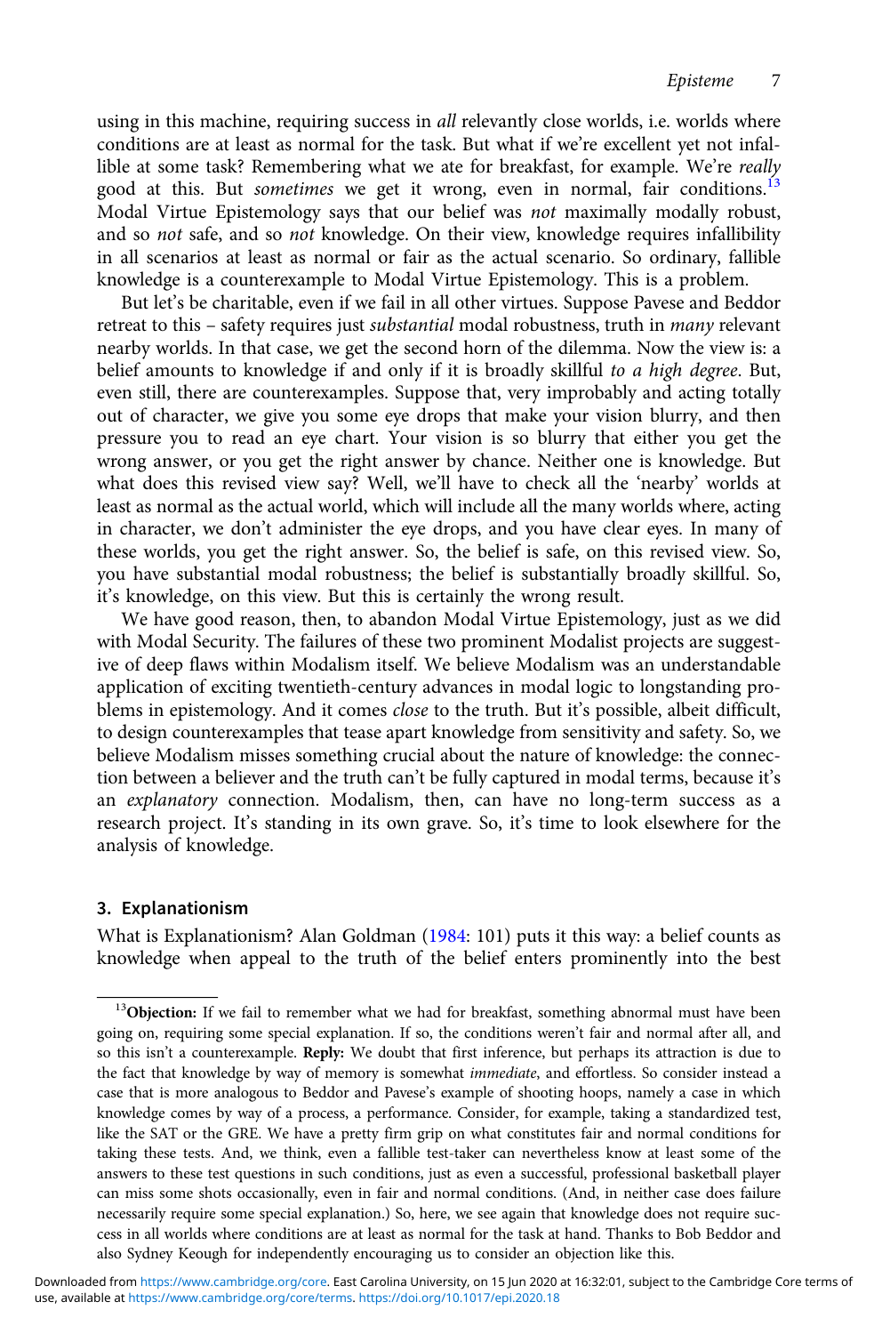using in this machine, requiring success in *all* relevantly close worlds, i.e. worlds where conditions are at least as normal for the task. But what if we're excellent yet not infallible at some task? Remembering what we ate for breakfast, for example. We're *really* good at this. But *sometimes* we get it wrong, even in normal, fair conditions.[13] Modal Virtue Epistemology says that our belief was *not* maximally modally robust, and so *not* safe, and so *not* knowledge. On their view, knowledge requires infallibility in all scenarios at least as normal or fair as the actual scenario. So ordinary, fallible knowledge is a counterexample to Modal Virtue Epistemology. This is a problem.

But let's be charitable, even if we fail in all other virtues. Suppose Pavese and Beddor retreat to this – safety requires just *substantial* modal robustness, truth in *many* relevant nearby worlds. In that case, we get the second horn of the dilemma. Now the view is: a belief amounts to knowledge if and only if it is broadly skillful *to a high degree*. But, even still, there are counterexamples. Suppose that, very improbably and acting totally out of character, we give you some eye drops that make your vision blurry, and then pressure you to read an eye chart. Your vision is so blurry that either you get the wrong answer, or you get the right answer by chance. Neither one is knowledge. But what does this revised view say? Well, we'll have to check all the 'nearby' worlds at least as normal as the actual world, which will include all the many worlds where, acting in character, we don't administer the eye drops, and you have clear eyes. In many of these worlds, you get the right answer. So, the belief is safe, on this revised view. So, you have substantial modal robustness; the belief is substantially broadly skillful. So, it's knowledge, on this view. But this is certainly the wrong result.

We have good reason, then, to abandon Modal Virtue Epistemology, just as we did with Modal Security. The failures of these two prominent Modalist projects are suggestive of deep flaws within Modalism itself. We believe Modalism was an understandable application of exciting twentieth-century advances in modal logic to longstanding problems in epistemology. And it comes *close* to the truth. But it's possible, albeit difficult, to design counterexamples that tease apart knowledge from sensitivity and safety. So, we believe Modalism misses something crucial about the nature of knowledge: the connection between a believer and the truth can't be fully captured in modal terms, because it's an *explanatory* connection. Modalism, then, can have no long-term success as a research project. It's standing in its own grave. So, it's time to look elsewhere for the analysis of knowledge.

## 3. Explanationism

What is Explanationism? Alan Goldman (1984: 101) puts it this way: a belief counts as knowledge when appeal to the truth of the belief enters prominently into the best

---

[13] **Objection:** If we fail to remember what we had for breakfast, something abnormal must have been going on, requiring some special explanation. If so, the conditions weren't fair and normal after all, and so this isn't a counterexample. **Reply:** We doubt that first inference, but perhaps its attraction is due to the fact that knowledge by way of memory is somewhat *immediate*, and effortless. So consider instead a case that is more analogous to Beddor and Pavese's example of shooting hoops, namely a case in which knowledge comes by way of a process, a performance. Consider, for example, taking a standardized test, like the SAT or the GRE. We have a pretty firm grip on what constitutes fair and normal conditions for taking these tests. And, we think, even a fallible test-taker can nevertheless know at least some of the answers to these test questions in such conditions, just as even a successful, professional basketball player can miss some shots occasionally, even in fair and normal conditions. (And, in neither case does failure necessarily require some special explanation.) So, here, we see again that knowledge does not require success in all worlds where conditions are at least as normal for the task at hand. Thanks to Bob Beddor and also Sydney Keough for independently encouraging us to consider an objection like this.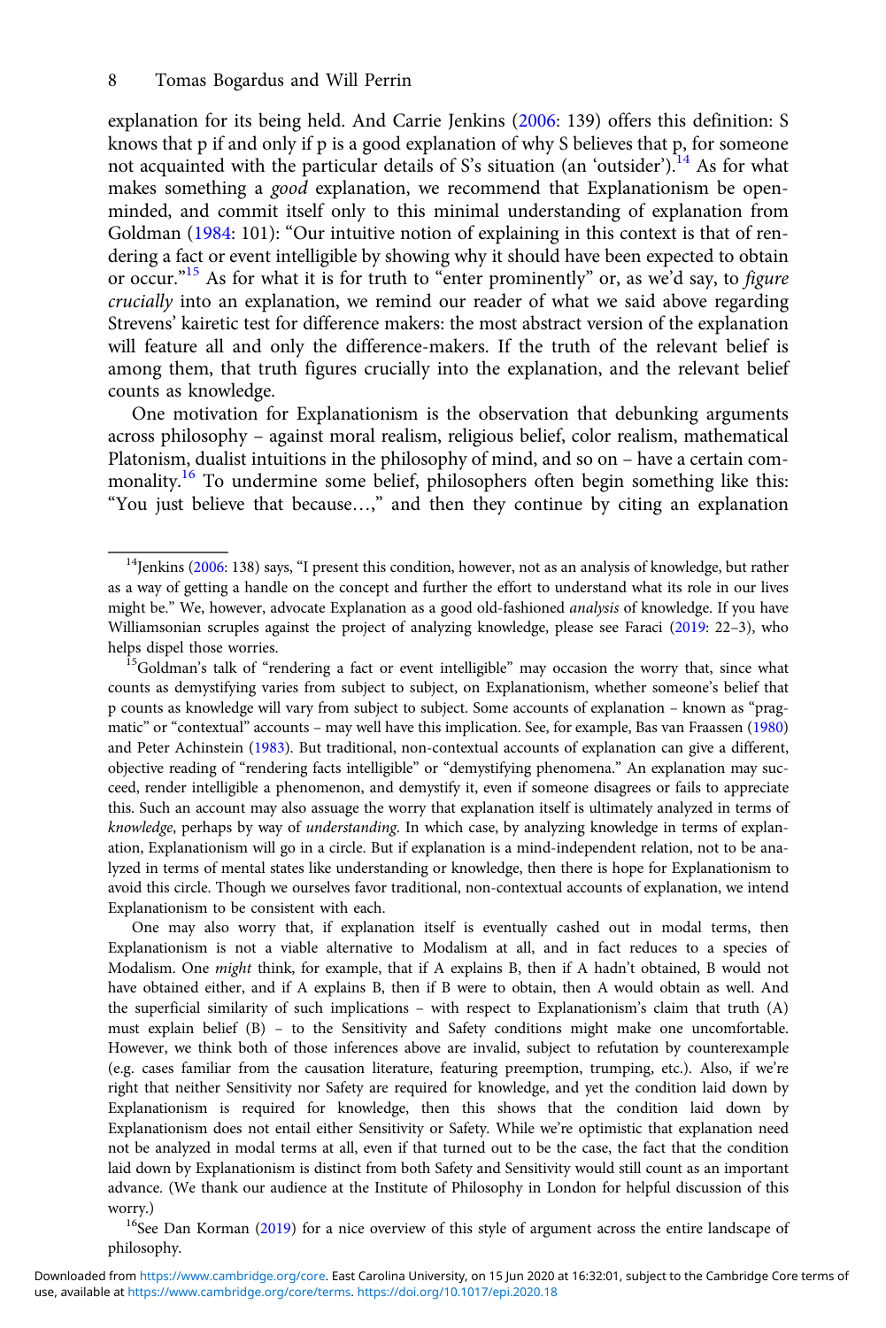explanation for its being held. And Carrie Jenkins (2006: 139) offers this definition: S knows that p if and only if p is a good explanation of why S believes that p, for someone not acquainted with the particular details of S's situation (an 'outsider').[14] As for what makes something a *good* explanation, we recommend that Explanationism be open-minded, and commit itself only to this minimal understanding of explanation from Goldman (1984: 101): "Our intuitive notion of explaining in this context is that of rendering a fact or event intelligible by showing why it should have been expected to obtain or occur."[15] As for what it is for truth to "enter prominently" or, as we'd say, to *figure crucially* into an explanation, we remind our reader of what we said above regarding Strevens' kairetic test for difference makers: the most abstract version of the explanation will feature all and only the difference-makers. If the truth of the relevant belief is among them, that truth figures crucially into the explanation, and the relevant belief counts as knowledge.

One motivation for Explanationism is the observation that debunking arguments across philosophy – against moral realism, religious belief, color realism, mathematical Platonism, dualist intuitions in the philosophy of mind, and so on – have a certain commonality.[16] To undermine some belief, philosophers often begin something like this: "You just believe that because…," and then they continue by citing an explanation

---

[14] Jenkins (2006: 138) says, "I present this condition, however, not as an analysis of knowledge, but rather as a way of getting a handle on the concept and further the effort to understand what its role in our lives might be." We, however, advocate Explanation as a good old-fashioned *analysis* of knowledge. If you have Williamsonian scruples against the project of analyzing knowledge, please see Faraci (2019: 22–3), who helps dispel those worries.

[15] Goldman's talk of "rendering a fact or event intelligible" may occasion the worry that, since what counts as demystifying varies from subject to subject, on Explanationism, whether someone's belief that p counts as knowledge will vary from subject to subject. Some accounts of explanation – known as "pragmatic" or "contextual" accounts – may well have this implication. See, for example, Bas van Fraassen (1980) and Peter Achinstein (1983). But traditional, non-contextual accounts of explanation can give a different, objective reading of "rendering facts intelligible" or "demystifying phenomena." An explanation may succeed, render intelligible a phenomenon, and demystify it, even if someone disagrees or fails to appreciate this. Such an account may also assuage the worry that explanation itself is ultimately analyzed in terms of *knowledge*, perhaps by way of *understanding*. In which case, by analyzing knowledge in terms of explanation, Explanationism will go in a circle. But if explanation is a mind-independent relation, not to be analyzed in terms of mental states like understanding or knowledge, then there is hope for Explanationism to avoid this circle. Though we ourselves favor traditional, non-contextual accounts of explanation, we intend Explanationism to be consistent with each.

One may also worry that, if explanation itself is eventually cashed out in modal terms, then Explanationism is not a viable alternative to Modalism at all, and in fact reduces to a species of Modalism. One *might* think, for example, that if A explains B, then if A hadn't obtained, B would not have obtained either, and if A explains B, then if B were to obtain, then A would obtain as well. And the superficial similarity of such implications – with respect to Explanationism's claim that truth (A) must explain belief (B) – to the Sensitivity and Safety conditions might make one uncomfortable. However, we think both of those inferences above are invalid, subject to refutation by counterexample (e.g. cases familiar from the causation literature, featuring preemption, trumping, etc.). Also, if we're right that neither Sensitivity nor Safety are required for knowledge, and yet the condition laid down by Explanationism is required for knowledge, then this shows that the condition laid down by Explanationism does not entail either Sensitivity or Safety. While we're optimistic that explanation need not be analyzed in modal terms at all, even if that turned out to be the case, the fact that the condition laid down by Explanationism is distinct from both Safety and Sensitivity would still count as an important advance. (We thank our audience at the Institute of Philosophy in London for helpful discussion of this worry.)

[16] See Dan Korman (2019) for a nice overview of this style of argument across the entire landscape of philosophy.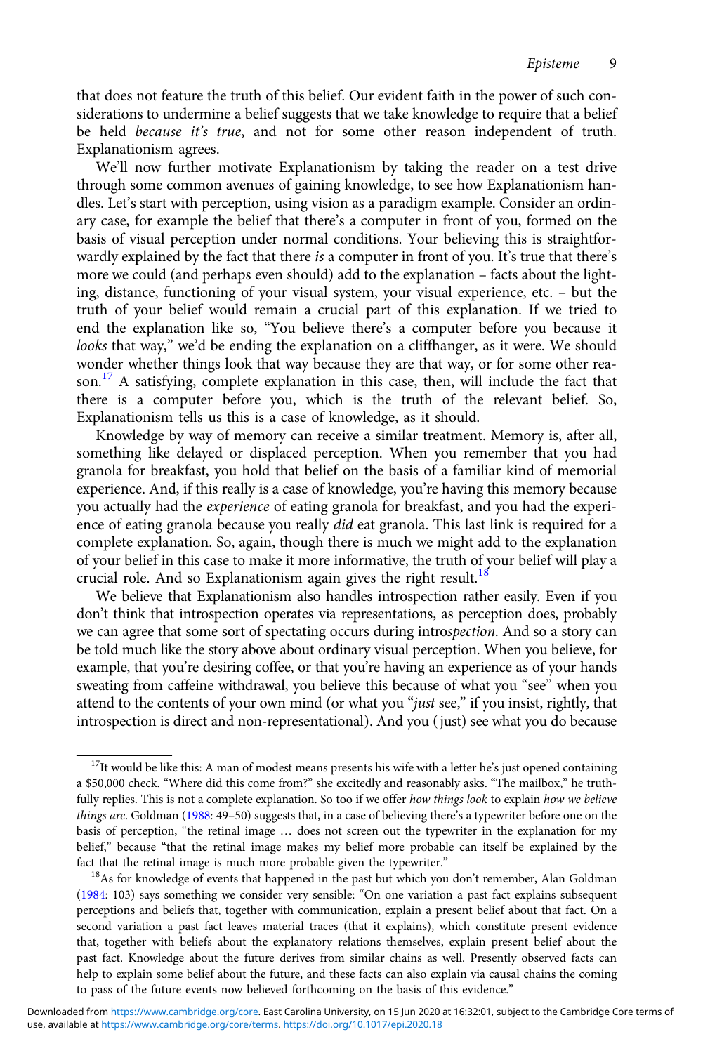that does not feature the truth of this belief. Our evident faith in the power of such considerations to undermine a belief suggests that we take knowledge to require that a belief be held *because it's true*, and not for some other reason independent of truth. Explanationism agrees.

We'll now further motivate Explanationism by taking the reader on a test drive through some common avenues of gaining knowledge, to see how Explanationism handles. Let's start with perception, using vision as a paradigm example. Consider an ordinary case, for example the belief that there's a computer in front of you, formed on the basis of visual perception under normal conditions. Your believing this is straightforwardly explained by the fact that there *is* a computer in front of you. It's true that there's more we could (and perhaps even should) add to the explanation – facts about the lighting, distance, functioning of your visual system, your visual experience, etc. – but the truth of your belief would remain a crucial part of this explanation. If we tried to end the explanation like so, "You believe there's a computer before you because it *looks* that way," we'd be ending the explanation on a cliffhanger, as it were. We should wonder whether things look that way because they are that way, or for some other reason.[17] A satisfying, complete explanation in this case, then, will include the fact that there is a computer before you, which is the truth of the relevant belief. So, Explanationism tells us this is a case of knowledge, as it should.

Knowledge by way of memory can receive a similar treatment. Memory is, after all, something like delayed or displaced perception. When you remember that you had granola for breakfast, you hold that belief on the basis of a familiar kind of memorial experience. And, if this really is a case of knowledge, you're having this memory because you actually had the *experience* of eating granola for breakfast, and you had the experience of eating granola because you really *did* eat granola. This last link is required for a complete explanation. So, again, though there is much we might add to the explanation of your belief in this case to make it more informative, the truth of your belief will play a crucial role. And so Explanationism again gives the right result.[18]

We believe that Explanationism also handles introspection rather easily. Even if you don't think that introspection operates via representations, as perception does, probably we can agree that some sort of spectating occurs during intro*spection*. And so a story can be told much like the story above about ordinary visual perception. When you believe, for example, that you're desiring coffee, or that you're having an experience as of your hands sweating from caffeine withdrawal, you believe this because of what you "see" when you attend to the contents of your own mind (or what you "*just* see," if you insist, rightly, that introspection is direct and non-representational). And you (just) see what you do because

---

[17] It would be like this: A man of modest means presents his wife with a letter he's just opened containing a $50,000 check. "Where did this come from?" she excitedly and reasonably asks. "The mailbox," he truthfully replies. This is not a complete explanation. So too if we offer *how things look* to explain *how we believe things are*. Goldman (1988: 49–50) suggests that, in a case of believing there's a typewriter before one on the basis of perception, "the retinal image … does not screen out the typewriter in the explanation for my belief," because "that the retinal image makes my belief more probable can itself be explained by the fact that the retinal image is much more probable given the typewriter."

[18] As for knowledge of events that happened in the past but which you don't remember, Alan Goldman (1984: 103) says something we consider very sensible: "On one variation a past fact explains subsequent perceptions and beliefs that, together with communication, explain a present belief about that fact. On a second variation a past fact leaves material traces (that it explains), which constitute present evidence that, together with beliefs about the explanatory relations themselves, explain present belief about the past fact. Knowledge about the future derives from similar chains as well. Presently observed facts can help to explain some belief about the future, and these facts can also explain via causal chains the coming to pass of the future events now believed forthcoming on the basis of this evidence."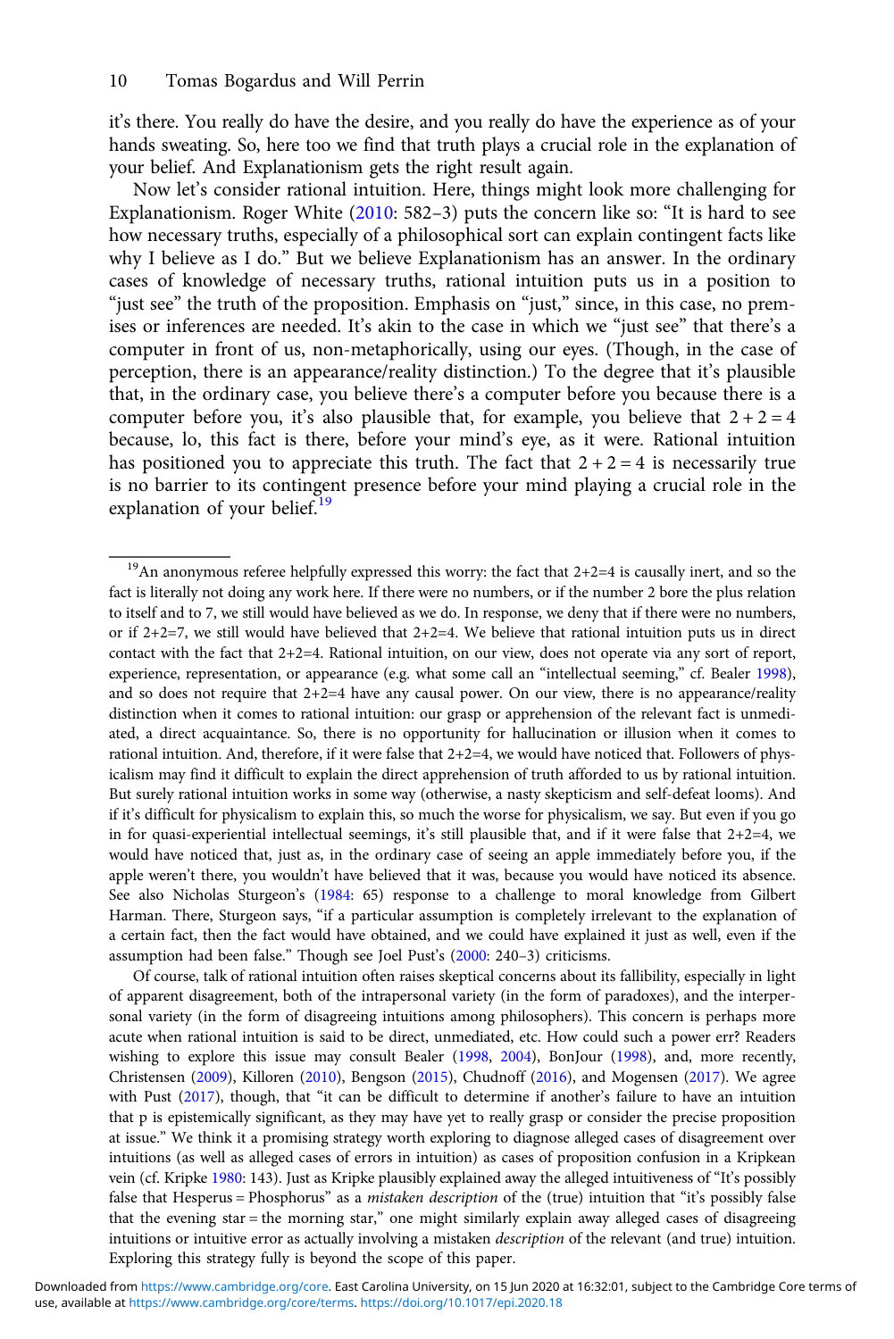it's there. You really do have the desire, and you really do have the experience as of your hands sweating. So, here too we find that truth plays a crucial role in the explanation of your belief. And Explanationism gets the right result again.

Now let's consider rational intuition. Here, things might look more challenging for Explanationism. Roger White (2010: 582–3) puts the concern like so: "It is hard to see how necessary truths, especially of a philosophical sort can explain contingent facts like why I believe as I do." But we believe Explanationism has an answer. In the ordinary cases of knowledge of necessary truths, rational intuition puts us in a position to "just see" the truth of the proposition. Emphasis on "just," since, in this case, no premises or inferences are needed. It's akin to the case in which we "just see" that there's a computer in front of us, non-metaphorically, using our eyes. (Though, in the case of perception, there is an appearance/reality distinction.) To the degree that it's plausible that, in the ordinary case, you believe there's a computer before you because there is a computer before you, it's also plausible that, for example, you believe that $2 + 2 = 4$ because, lo, this fact is there, before your mind's eye, as it were. Rational intuition has positioned you to appreciate this truth. The fact that $2 + 2 = 4$ is necessarily true is no barrier to its contingent presence before your mind playing a crucial role in the explanation of your belief.[19]

---

[19]An anonymous referee helpfully expressed this worry: the fact that 2+2=4 is causally inert, and so the fact is literally not doing any work here. If there were no numbers, or if the number 2 bore the plus relation to itself and to 7, we still would have believed as we do. In response, we deny that if there were no numbers, or if 2+2=7, we still would have believed that 2+2=4. We believe that rational intuition puts us in direct contact with the fact that 2+2=4. Rational intuition, on our view, does not operate via any sort of report, experience, representation, or appearance (e.g. what some call an "intellectual seeming," cf. Bealer 1998), and so does not require that 2+2=4 have any causal power. On our view, there is no appearance/reality distinction when it comes to rational intuition: our grasp or apprehension of the relevant fact is unmediated, a direct acquaintance. So, there is no opportunity for hallucination or illusion when it comes to rational intuition. And, therefore, if it were false that 2+2=4, we would have noticed that. Followers of physicalism may find it difficult to explain the direct apprehension of truth afforded to us by rational intuition. But surely rational intuition works in some way (otherwise, a nasty skepticism and self-defeat looms). And if it's difficult for physicalism to explain this, so much the worse for physicalism, we say. But even if you go in for quasi-experiential intellectual seemings, it's still plausible that, and if it were false that 2+2=4, we would have noticed that, just as, in the ordinary case of seeing an apple immediately before you, if the apple weren't there, you wouldn't have believed that it was, because you would have noticed its absence. See also Nicholas Sturgeon's (1984: 65) response to a challenge to moral knowledge from Gilbert Harman. There, Sturgeon says, "if a particular assumption is completely irrelevant to the explanation of a certain fact, then the fact would have obtained, and we could have explained it just as well, even if the assumption had been false." Though see Joel Pust's (2000: 240–3) criticisms.

Of course, talk of rational intuition often raises skeptical concerns about its fallibility, especially in light of apparent disagreement, both of the intrapersonal variety (in the form of paradoxes), and the interpersonal variety (in the form of disagreeing intuitions among philosophers). This concern is perhaps more acute when rational intuition is said to be direct, unmediated, etc. How could such a power err? Readers wishing to explore this issue may consult Bealer (1998, 2004), BonJour (1998), and, more recently, Christensen (2009), Killoren (2010), Bengson (2015), Chudnoff (2016), and Mogensen (2017). We agree with Pust (2017), though, that "it can be difficult to determine if another's failure to have an intuition that p is epistemically significant, as they may have yet to really grasp or consider the precise proposition at issue." We think it a promising strategy worth exploring to diagnose alleged cases of disagreement over intuitions (as well as alleged cases of errors in intuition) as cases of proposition confusion in a Kripkean vein (cf. Kripke 1980: 143). Just as Kripke plausibly explained away the alleged intuitiveness of "It's possibly false that Hesperus = Phosphorus" as a *mistaken description* of the (true) intuition that "it's possibly false that the evening star = the morning star," one might similarly explain away alleged cases of disagreeing intuitions or intuitive error as actually involving a mistaken *description* of the relevant (and true) intuition. Exploring this strategy fully is beyond the scope of this paper.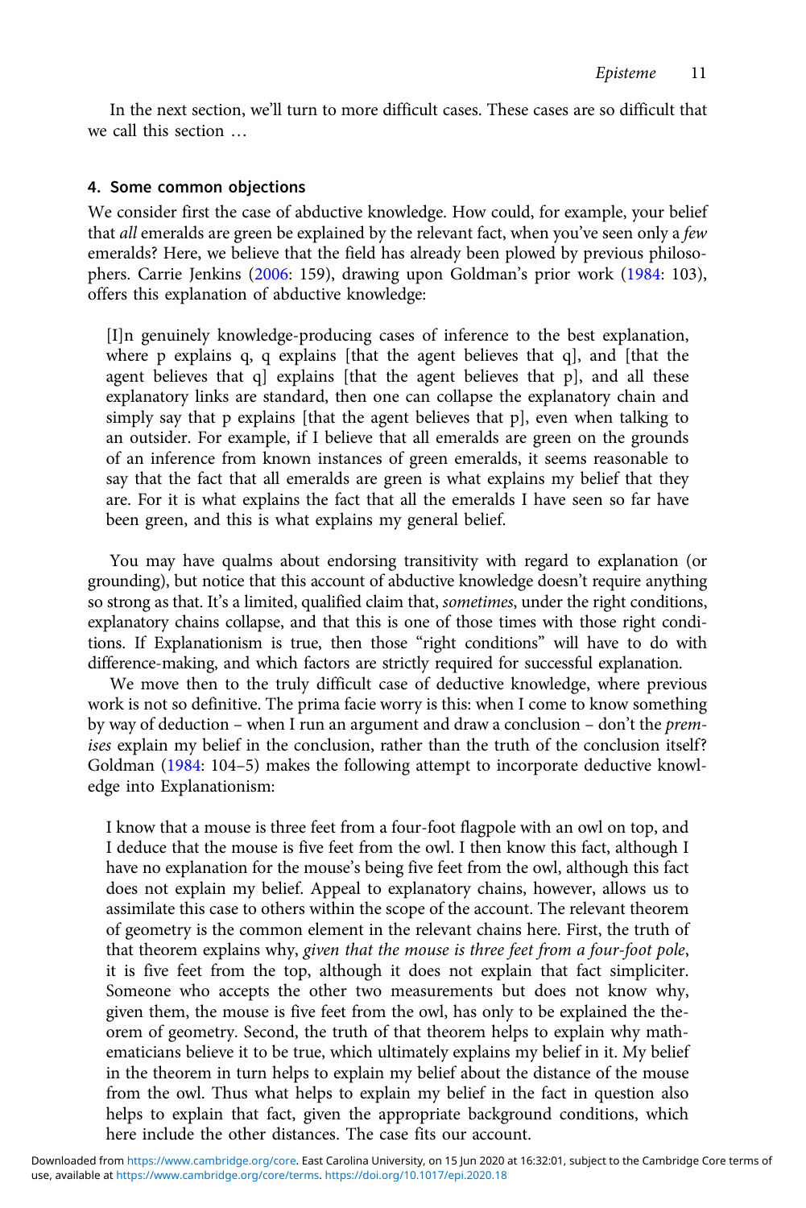In the next section, we'll turn to more difficult cases. These cases are so difficult that we call this section …

#### 4. Some common objections

We consider first the case of abductive knowledge. How could, for example, your belief that *all* emeralds are green be explained by the relevant fact, when you've seen only a *few* emeralds? Here, we believe that the field has already been plowed by previous philosophers. Carrie Jenkins (2006: 159), drawing upon Goldman's prior work (1984: 103), offers this explanation of abductive knowledge:

> [I]n genuinely knowledge-producing cases of inference to the best explanation, where p explains q, q explains [that the agent believes that q], and [that the agent believes that q] explains [that the agent believes that p], and all these explanatory links are standard, then one can collapse the explanatory chain and simply say that p explains [that the agent believes that p], even when talking to an outsider. For example, if I believe that all emeralds are green on the grounds of an inference from known instances of green emeralds, it seems reasonable to say that the fact that all emeralds are green is what explains my belief that they are. For it is what explains the fact that all the emeralds I have seen so far have been green, and this is what explains my general belief.

You may have qualms about endorsing transitivity with regard to explanation (or grounding), but notice that this account of abductive knowledge doesn't require anything so strong as that. It's a limited, qualified claim that, *sometimes*, under the right conditions, explanatory chains collapse, and that this is one of those times with those right conditions. If Explanationism is true, then those "right conditions" will have to do with difference-making, and which factors are strictly required for successful explanation.

We move then to the truly difficult case of deductive knowledge, where previous work is not so definitive. The prima facie worry is this: when I come to know something by way of deduction – when I run an argument and draw a conclusion – don't the *premises* explain my belief in the conclusion, rather than the truth of the conclusion itself? Goldman (1984: 104–5) makes the following attempt to incorporate deductive knowledge into Explanationism:

> I know that a mouse is three feet from a four-foot flagpole with an owl on top, and I deduce that the mouse is five feet from the owl. I then know this fact, although I have no explanation for the mouse's being five feet from the owl, although this fact does not explain my belief. Appeal to explanatory chains, however, allows us to assimilate this case to others within the scope of the account. The relevant theorem of geometry is the common element in the relevant chains here. First, the truth of that theorem explains why, *given that the mouse is three feet from a four-foot pole*, it is five feet from the top, although it does not explain that fact simpliciter. Someone who accepts the other two measurements but does not know why, given them, the mouse is five feet from the owl, has only to be explained the theorem of geometry. Second, the truth of that theorem helps to explain why mathematicians believe it to be true, which ultimately explains my belief in it. My belief in the theorem in turn helps to explain my belief about the distance of the mouse from the owl. Thus what helps to explain my belief in the fact in question also helps to explain that fact, given the appropriate background conditions, which here include the other distances. The case fits our account.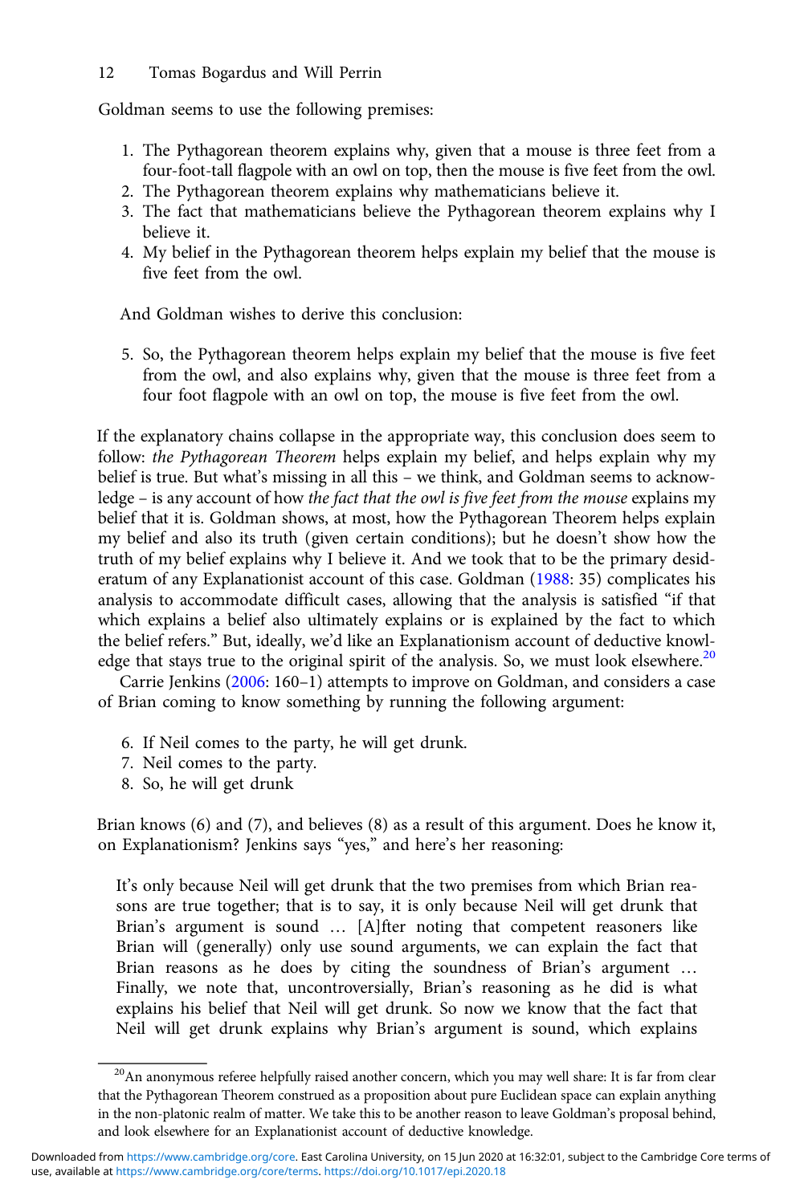Goldman seems to use the following premises:

1. The Pythagorean theorem explains why, given that a mouse is three feet from a four-foot-tall flagpole with an owl on top, then the mouse is five feet from the owl.
2. The Pythagorean theorem explains why mathematicians believe it.
3. The fact that mathematicians believe the Pythagorean theorem explains why I believe it.
4. My belief in the Pythagorean theorem helps explain my belief that the mouse is five feet from the owl.

And Goldman wishes to derive this conclusion:

5. So, the Pythagorean theorem helps explain my belief that the mouse is five feet from the owl, and also explains why, given that the mouse is three feet from a four foot flagpole with an owl on top, the mouse is five feet from the owl.

If the explanatory chains collapse in the appropriate way, this conclusion does seem to follow: *the Pythagorean Theorem* helps explain my belief, and helps explain why my belief is true. But what's missing in all this – we think, and Goldman seems to acknowledge – is any account of how *the fact that the owl is five feet from the mouse* explains my belief that it is. Goldman shows, at most, how the Pythagorean Theorem helps explain my belief and also its truth (given certain conditions); but he doesn't show how the truth of my belief explains why I believe it. And we took that to be the primary desideratum of any Explanationist account of this case. Goldman (1988: 35) complicates his analysis to accommodate difficult cases, allowing that the analysis is satisfied "if that which explains a belief also ultimately explains or is explained by the fact to which the belief refers." But, ideally, we'd like an Explanationism account of deductive knowledge that stays true to the original spirit of the analysis. So, we must look elsewhere.[20]

Carrie Jenkins (2006: 160–1) attempts to improve on Goldman, and considers a case of Brian coming to know something by running the following argument:

6. If Neil comes to the party, he will get drunk.
7. Neil comes to the party.
8. So, he will get drunk

Brian knows (6) and (7), and believes (8) as a result of this argument. Does he know it, on Explanationism? Jenkins says "yes," and here's her reasoning:

> It's only because Neil will get drunk that the two premises from which Brian reasons are true together; that is to say, it is only because Neil will get drunk that Brian's argument is sound … [A]fter noting that competent reasoners like Brian will (generally) only use sound arguments, we can explain the fact that Brian reasons as he does by citing the soundness of Brian's argument … Finally, we note that, uncontroversially, Brian's reasoning as he did is what explains his belief that Neil will get drunk. So now we know that the fact that Neil will get drunk explains why Brian's argument is sound, which explains

[20]An anonymous referee helpfully raised another concern, which you may well share: It is far from clear that the Pythagorean Theorem construed as a proposition about pure Euclidean space can explain anything in the non-platonic realm of matter. We take this to be another reason to leave Goldman's proposal behind, and look elsewhere for an Explanationist account of deductive knowledge.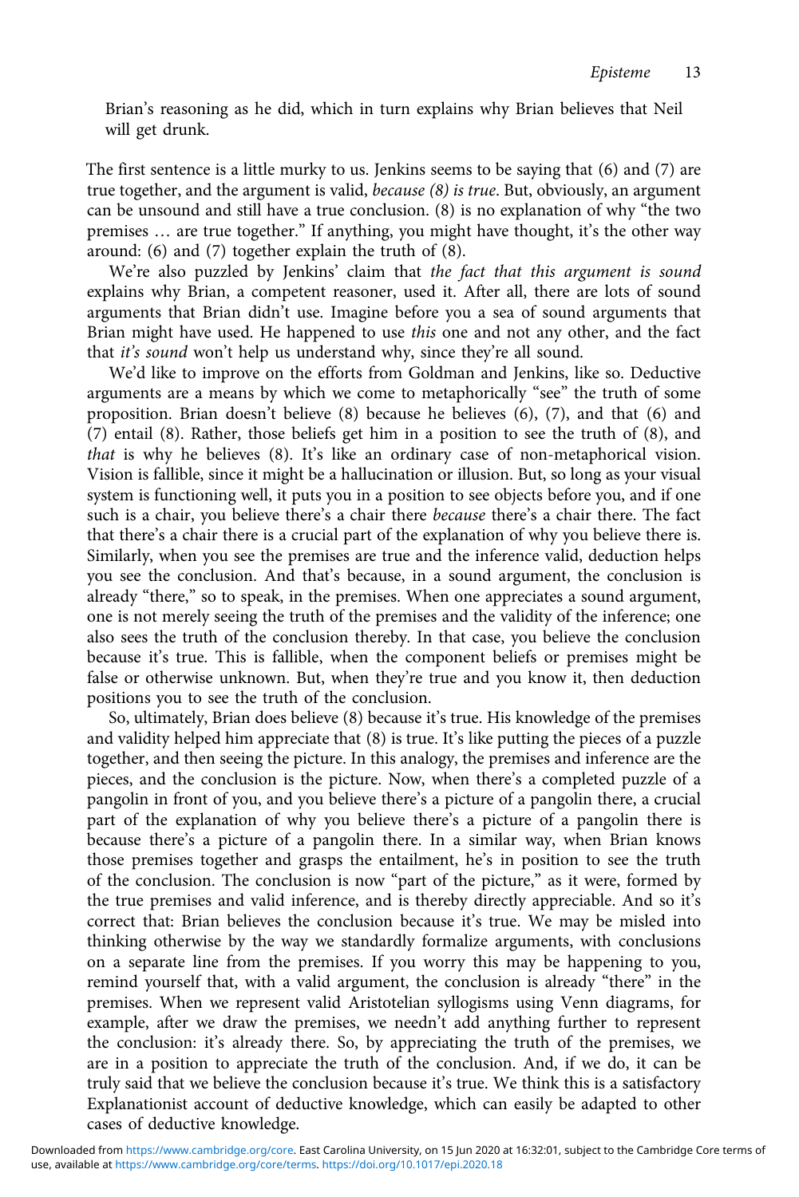Brian's reasoning as he did, which in turn explains why Brian believes that Neil will get drunk.

The first sentence is a little murky to us. Jenkins seems to be saying that (6) and (7) are true together, and the argument is valid, *because (8) is true*. But, obviously, an argument can be unsound and still have a true conclusion. (8) is no explanation of why "the two premises … are true together." If anything, you might have thought, it's the other way around: (6) and (7) together explain the truth of (8).

We're also puzzled by Jenkins' claim that *the fact that this argument is sound* explains why Brian, a competent reasoner, used it. After all, there are lots of sound arguments that Brian didn't use. Imagine before you a sea of sound arguments that Brian might have used. He happened to use *this* one and not any other, and the fact that *it's sound* won't help us understand why, since they're all sound.

We'd like to improve on the efforts from Goldman and Jenkins, like so. Deductive arguments are a means by which we come to metaphorically "see" the truth of some proposition. Brian doesn't believe (8) because he believes (6), (7), and that (6) and (7) entail (8). Rather, those beliefs get him in a position to see the truth of (8), and *that* is why he believes (8). It's like an ordinary case of non-metaphorical vision. Vision is fallible, since it might be a hallucination or illusion. But, so long as your visual system is functioning well, it puts you in a position to see objects before you, and if one such is a chair, you believe there's a chair there *because* there's a chair there. The fact that there's a chair there is a crucial part of the explanation of why you believe there is. Similarly, when you see the premises are true and the inference valid, deduction helps you see the conclusion. And that's because, in a sound argument, the conclusion is already "there," so to speak, in the premises. When one appreciates a sound argument, one is not merely seeing the truth of the premises and the validity of the inference; one also sees the truth of the conclusion thereby. In that case, you believe the conclusion because it's true. This is fallible, when the component beliefs or premises might be false or otherwise unknown. But, when they're true and you know it, then deduction positions you to see the truth of the conclusion.

So, ultimately, Brian does believe (8) because it's true. His knowledge of the premises and validity helped him appreciate that (8) is true. It's like putting the pieces of a puzzle together, and then seeing the picture. In this analogy, the premises and inference are the pieces, and the conclusion is the picture. Now, when there's a completed puzzle of a pangolin in front of you, and you believe there's a picture of a pangolin there, a crucial part of the explanation of why you believe there's a picture of a pangolin there is because there's a picture of a pangolin there. In a similar way, when Brian knows those premises together and grasps the entailment, he's in position to see the truth of the conclusion. The conclusion is now "part of the picture," as it were, formed by the true premises and valid inference, and is thereby directly appreciable. And so it's correct that: Brian believes the conclusion because it's true. We may be misled into thinking otherwise by the way we standardly formalize arguments, with conclusions on a separate line from the premises. If you worry this may be happening to you, remind yourself that, with a valid argument, the conclusion is already "there" in the premises. When we represent valid Aristotelian syllogisms using Venn diagrams, for example, after we draw the premises, we needn't add anything further to represent the conclusion: it's already there. So, by appreciating the truth of the premises, we are in a position to appreciate the truth of the conclusion. And, if we do, it can be truly said that we believe the conclusion because it's true. We think this is a satisfactory Explanationist account of deductive knowledge, which can easily be adapted to other cases of deductive knowledge.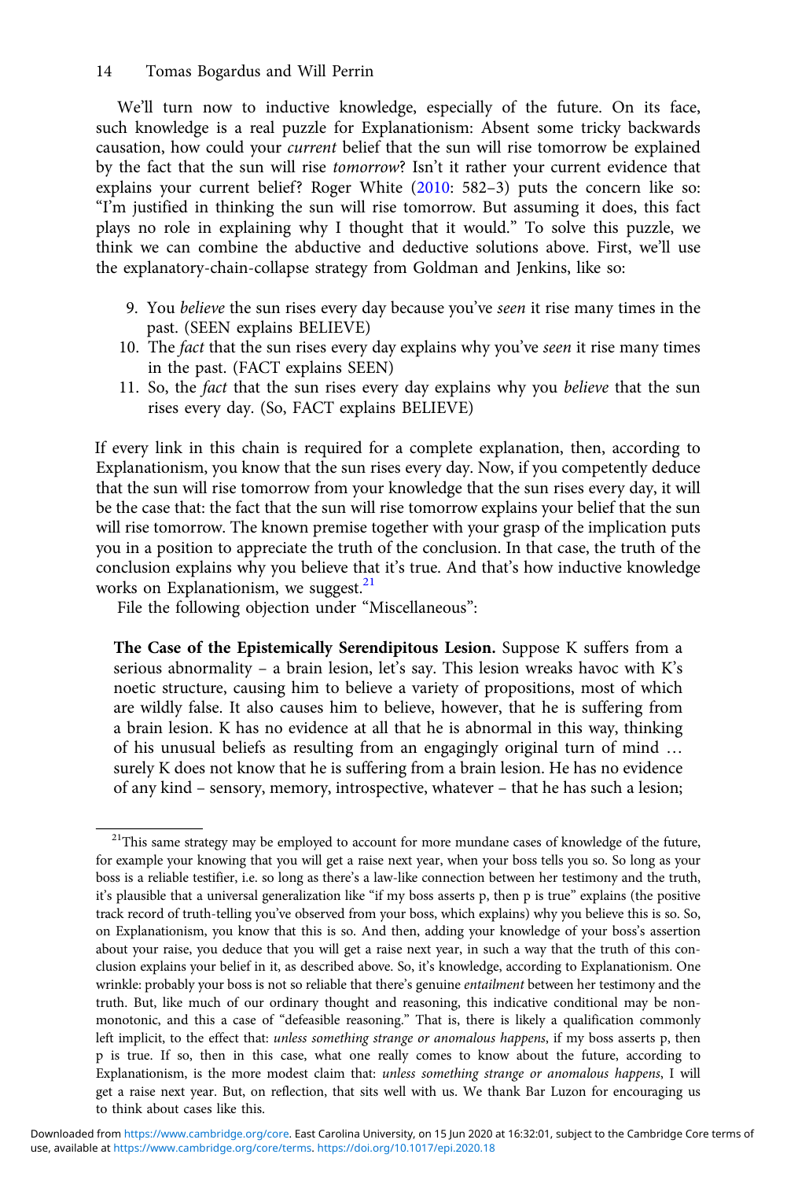We'll turn now to inductive knowledge, especially of the future. On its face, such knowledge is a real puzzle for Explanationism: Absent some tricky backwards causation, how could your *current* belief that the sun will rise tomorrow be explained by the fact that the sun will rise *tomorrow*? Isn't it rather your current evidence that explains your current belief? Roger White (2010: 582–3) puts the concern like so: "I'm justified in thinking the sun will rise tomorrow. But assuming it does, this fact plays no role in explaining why I thought that it would." To solve this puzzle, we think we can combine the abductive and deductive solutions above. First, we'll use the explanatory-chain-collapse strategy from Goldman and Jenkins, like so:

9. You *believe* the sun rises every day because you've *seen* it rise many times in the past. (SEEN explains BELIEVE)
10. The *fact* that the sun rises every day explains why you've *seen* it rise many times in the past. (FACT explains SEEN)
11. So, the *fact* that the sun rises every day explains why you *believe* that the sun rises every day. (So, FACT explains BELIEVE)

If every link in this chain is required for a complete explanation, then, according to Explanationism, you know that the sun rises every day. Now, if you competently deduce that the sun will rise tomorrow from your knowledge that the sun rises every day, it will be the case that: the fact that the sun will rise tomorrow explains your belief that the sun will rise tomorrow. The known premise together with your grasp of the implication puts you in a position to appreciate the truth of the conclusion. In that case, the truth of the conclusion explains why you believe that it's true. And that's how inductive knowledge works on Explanationism, we suggest.[21]

File the following objection under "Miscellaneous":

> **The Case of the Epistemically Serendipitous Lesion.** Suppose K suffers from a serious abnormality – a brain lesion, let's say. This lesion wreaks havoc with K's noetic structure, causing him to believe a variety of propositions, most of which are wildly false. It also causes him to believe, however, that he is suffering from a brain lesion. K has no evidence at all that he is abnormal in this way, thinking of his unusual beliefs as resulting from an engagingly original turn of mind … surely K does not know that he is suffering from a brain lesion. He has no evidence of any kind – sensory, memory, introspective, whatever – that he has such a lesion;

[21]This same strategy may be employed to account for more mundane cases of knowledge of the future, for example your knowing that you will get a raise next year, when your boss tells you so. So long as your boss is a reliable testifier, i.e. so long as there's a law-like connection between her testimony and the truth, it's plausible that a universal generalization like "if my boss asserts p, then p is true" explains (the positive track record of truth-telling you've observed from your boss, which explains) why you believe this is so. So, on Explanationism, you know that this is so. And then, adding your knowledge of your boss's assertion about your raise, you deduce that you will get a raise next year, in such a way that the truth of this conclusion explains your belief in it, as described above. So, it's knowledge, according to Explanationism. One wrinkle: probably your boss is not so reliable that there's genuine *entailment* between her testimony and the truth. But, like much of our ordinary thought and reasoning, this indicative conditional may be non-monotonic, and this a case of "defeasible reasoning." That is, there is likely a qualification commonly left implicit, to the effect that: *unless something strange or anomalous happens*, if my boss asserts p, then p is true. If so, then in this case, what one really comes to know about the future, according to Explanationism, is the more modest claim that: *unless something strange or anomalous happens*, I will get a raise next year. But, on reflection, that sits well with us. We thank Bar Luzon for encouraging us to think about cases like this.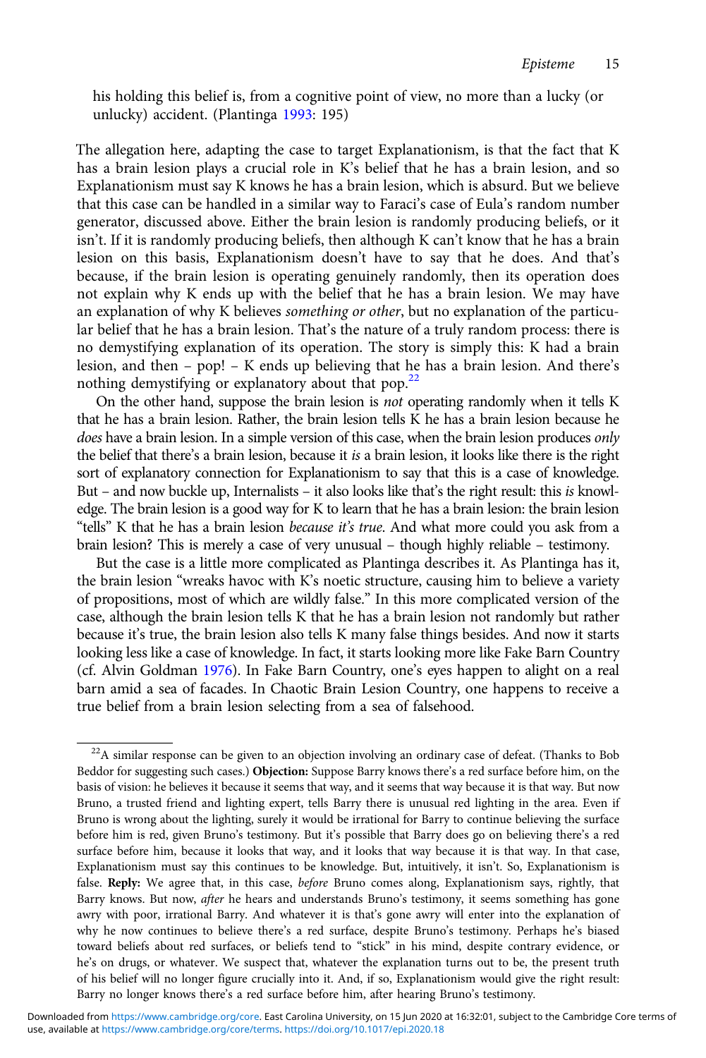his holding this belief is, from a cognitive point of view, no more than a lucky (or unlucky) accident. (Plantinga 1993: 195)

The allegation here, adapting the case to target Explanationism, is that the fact that K has a brain lesion plays a crucial role in K's belief that he has a brain lesion, and so Explanationism must say K knows he has a brain lesion, which is absurd. But we believe that this case can be handled in a similar way to Faraci's case of Eula's random number generator, discussed above. Either the brain lesion is randomly producing beliefs, or it isn't. If it is randomly producing beliefs, then although K can't know that he has a brain lesion on this basis, Explanationism doesn't have to say that he does. And that's because, if the brain lesion is operating genuinely randomly, then its operation does not explain why K ends up with the belief that he has a brain lesion. We may have an explanation of why K believes *something or other*, but no explanation of the particular belief that he has a brain lesion. That's the nature of a truly random process: there is no demystifying explanation of its operation. The story is simply this: K had a brain lesion, and then – pop! – K ends up believing that he has a brain lesion. And there's nothing demystifying or explanatory about that pop.[22]

On the other hand, suppose the brain lesion is *not* operating randomly when it tells K that he has a brain lesion. Rather, the brain lesion tells K he has a brain lesion because he *does* have a brain lesion. In a simple version of this case, when the brain lesion produces *only* the belief that there's a brain lesion, because it *is* a brain lesion, it looks like there is the right sort of explanatory connection for Explanationism to say that this is a case of knowledge. But – and now buckle up, Internalists – it also looks like that's the right result: this *is* knowledge. The brain lesion is a good way for K to learn that he has a brain lesion: the brain lesion "tells" K that he has a brain lesion *because it's true*. And what more could you ask from a brain lesion? This is merely a case of very unusual – though highly reliable – testimony.

But the case is a little more complicated as Plantinga describes it. As Plantinga has it, the brain lesion "wreaks havoc with K's noetic structure, causing him to believe a variety of propositions, most of which are wildly false." In this more complicated version of the case, although the brain lesion tells K that he has a brain lesion not randomly but rather because it's true, the brain lesion also tells K many false things besides. And now it starts looking less like a case of knowledge. In fact, it starts looking more like Fake Barn Country (cf. Alvin Goldman 1976). In Fake Barn Country, one's eyes happen to alight on a real barn amid a sea of facades. In Chaotic Brain Lesion Country, one happens to receive a true belief from a brain lesion selecting from a sea of falsehood.

[22]A similar response can be given to an objection involving an ordinary case of defeat. (Thanks to Bob Beddor for suggesting such cases.) **Objection:** Suppose Barry knows there's a red surface before him, on the basis of vision: he believes it because it seems that way, and it seems that way because it is that way. But now Bruno, a trusted friend and lighting expert, tells Barry there is unusual red lighting in the area. Even if Bruno is wrong about the lighting, surely it would be irrational for Barry to continue believing the surface before him is red, given Bruno's testimony. But it's possible that Barry does go on believing there's a red surface before him, because it looks that way, and it looks that way because it is that way. In that case, Explanationism must say this continues to be knowledge. But, intuitively, it isn't. So, Explanationism is false. **Reply:** We agree that, in this case, *before* Bruno comes along, Explanationism says, rightly, that Barry knows. But now, *after* he hears and understands Bruno's testimony, it seems something has gone awry with poor, irrational Barry. And whatever it is that's gone awry will enter into the explanation of why he now continues to believe there's a red surface, despite Bruno's testimony. Perhaps he's biased toward beliefs about red surfaces, or beliefs tend to "stick" in his mind, despite contrary evidence, or he's on drugs, or whatever. We suspect that, whatever the explanation turns out to be, the present truth of his belief will no longer figure crucially into it. And, if so, Explanationism would give the right result: Barry no longer knows there's a red surface before him, after hearing Bruno's testimony.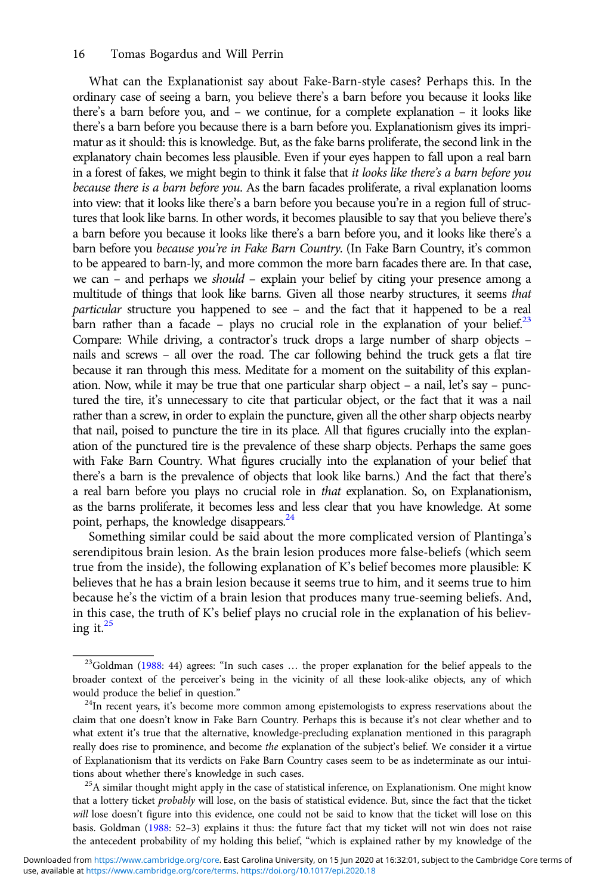What can the Explanationist say about Fake-Barn-style cases? Perhaps this. In the ordinary case of seeing a barn, you believe there's a barn before you because it looks like there's a barn before you, and – we continue, for a complete explanation – it looks like there's a barn before you because there is a barn before you. Explanationism gives its imprimatur as it should: this is knowledge. But, as the fake barns proliferate, the second link in the explanatory chain becomes less plausible. Even if your eyes happen to fall upon a real barn in a forest of fakes, we might begin to think it false that *it looks like there's a barn before you because there is a barn before you*. As the barn facades proliferate, a rival explanation looms into view: that it looks like there's a barn before you because you're in a region full of structures that look like barns. In other words, it becomes plausible to say that you believe there's a barn before you because it looks like there's a barn before you, and it looks like there's a barn before you *because you're in Fake Barn Country*. (In Fake Barn Country, it's common to be appeared to barn-ly, and more common the more barn facades there are. In that case, we can – and perhaps we *should* – explain your belief by citing your presence among a multitude of things that look like barns. Given all those nearby structures, it seems *that particular* structure you happened to see – and the fact that it happened to be a real barn rather than a facade – plays no crucial role in the explanation of your belief.[23] Compare: While driving, a contractor's truck drops a large number of sharp objects – nails and screws – all over the road. The car following behind the truck gets a flat tire because it ran through this mess. Meditate for a moment on the suitability of this explanation. Now, while it may be true that one particular sharp object – a nail, let's say – punctured the tire, it's unnecessary to cite that particular object, or the fact that it was a nail rather than a screw, in order to explain the puncture, given all the other sharp objects nearby that nail, poised to puncture the tire in its place. All that figures crucially into the explanation of the punctured tire is the prevalence of these sharp objects. Perhaps the same goes with Fake Barn Country. What figures crucially into the explanation of your belief that there's a barn is the prevalence of objects that look like barns.) And the fact that there's a real barn before you plays no crucial role in *that* explanation. So, on Explanationism, as the barns proliferate, it becomes less and less clear that you have knowledge. At some point, perhaps, the knowledge disappears.[24]

Something similar could be said about the more complicated version of Plantinga's serendipitous brain lesion. As the brain lesion produces more false-beliefs (which seem true from the inside), the following explanation of K's belief becomes more plausible: K believes that he has a brain lesion because it seems true to him, and it seems true to him because he's the victim of a brain lesion that produces many true-seeming beliefs. And, in this case, the truth of K's belief plays no crucial role in the explanation of his believing it.[25]

---

[23] Goldman (1988: 44) agrees: "In such cases … the proper explanation for the belief appeals to the broader context of the perceiver's being in the vicinity of all these look-alike objects, any of which would produce the belief in question."

[24] In recent years, it's become more common among epistemologists to express reservations about the claim that one doesn't know in Fake Barn Country. Perhaps this is because it's not clear whether and to what extent it's true that the alternative, knowledge-precluding explanation mentioned in this paragraph really does rise to prominence, and become *the* explanation of the subject's belief. We consider it a virtue of Explanationism that its verdicts on Fake Barn Country cases seem to be as indeterminate as our intuitions about whether there's knowledge in such cases.

[25] A similar thought might apply in the case of statistical inference, on Explanationism. One might know that a lottery ticket *probably* will lose, on the basis of statistical evidence. But, since the fact that the ticket *will* lose doesn't figure into this evidence, one could not be said to know that the ticket will lose on this basis. Goldman (1988: 52–3) explains it thus: the future fact that my ticket will not win does not raise the antecedent probability of my holding this belief, "which is explained rather by my knowledge of the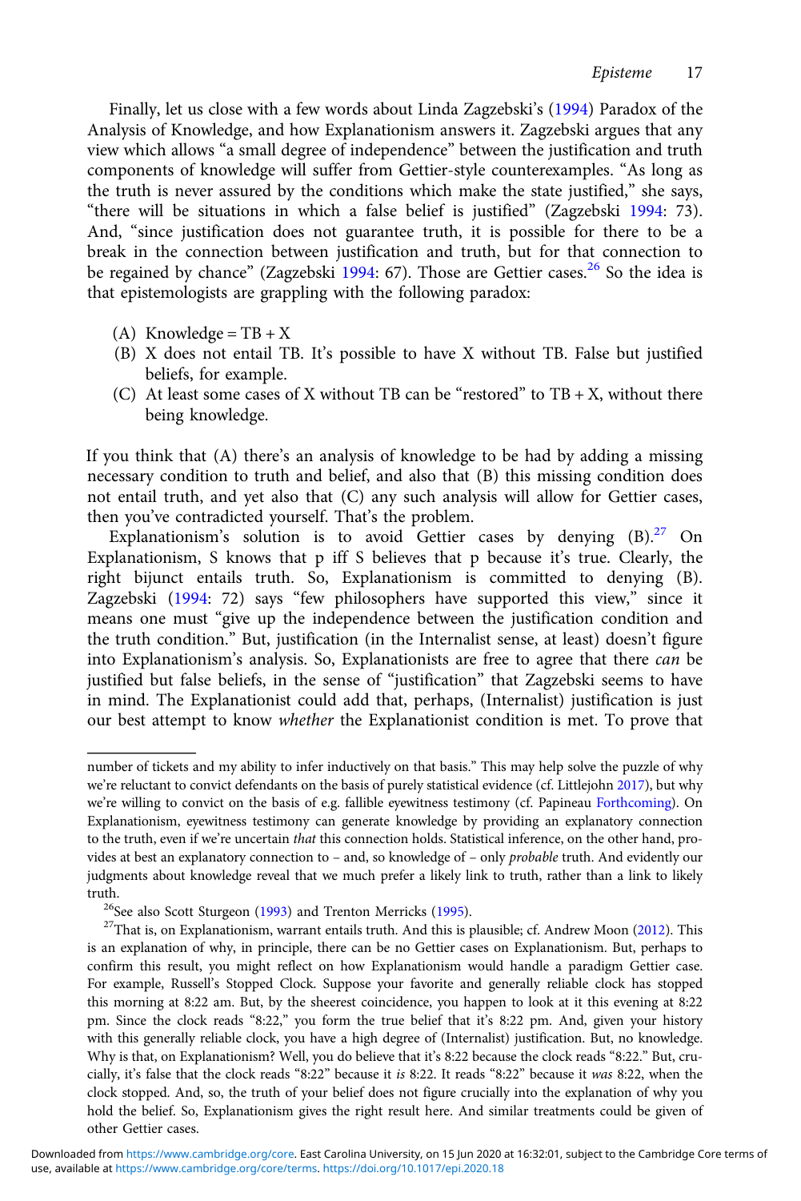Finally, let us close with a few words about Linda Zagzebski's (1994) Paradox of the Analysis of Knowledge, and how Explanationism answers it. Zagzebski argues that any view which allows "a small degree of independence" between the justification and truth components of knowledge will suffer from Gettier-style counterexamples. "As long as the truth is never assured by the conditions which make the state justified," she says, "there will be situations in which a false belief is justified" (Zagzebski 1994: 73). And, "since justification does not guarantee truth, it is possible for there to be a break in the connection between justification and truth, but for that connection to be regained by chance" (Zagzebski 1994: 67). Those are Gettier cases.[26] So the idea is that epistemologists are grappling with the following paradox:

(A) Knowledge = TB + X
(B) X does not entail TB. It's possible to have X without TB. False but justified beliefs, for example.
(C) At least some cases of X without TB can be "restored" to TB + X, without there being knowledge.

If you think that (A) there's an analysis of knowledge to be had by adding a missing necessary condition to truth and belief, and also that (B) this missing condition does not entail truth, and yet also that (C) any such analysis will allow for Gettier cases, then you've contradicted yourself. That's the problem.

Explanationism's solution is to avoid Gettier cases by denying (B).[27] On Explanationism, S knows that p iff S believes that p because it's true. Clearly, the right bijunct entails truth. So, Explanationism is committed to denying (B). Zagzebski (1994: 72) says "few philosophers have supported this view," since it means one must "give up the independence between the justification condition and the truth condition." But, justification (in the Internalist sense, at least) doesn't figure into Explanationism's analysis. So, Explanationists are free to agree that there *can* be justified but false beliefs, in the sense of "justification" that Zagzebski seems to have in mind. The Explanationist could add that, perhaps, (Internalist) justification is just our best attempt to know *whether* the Explanationist condition is met. To prove that

---

number of tickets and my ability to infer inductively on that basis." This may help solve the puzzle of why we're reluctant to convict defendants on the basis of purely statistical evidence (cf. Littlejohn 2017), but why we're willing to convict on the basis of e.g. fallible eyewitness testimony (cf. Papineau Forthcoming). On Explanationism, eyewitness testimony can generate knowledge by providing an explanatory connection to the truth, even if we're uncertain *that* this connection holds. Statistical inference, on the other hand, provides at best an explanatory connection to – and, so knowledge of – only *probable* truth. And evidently our judgments about knowledge reveal that we much prefer a likely link to truth, rather than a link to likely truth.

[26] See also Scott Sturgeon (1993) and Trenton Merricks (1995).

[27] That is, on Explanationism, warrant entails truth. And this is plausible; cf. Andrew Moon (2012). This is an explanation of why, in principle, there can be no Gettier cases on Explanationism. But, perhaps to confirm this result, you might reflect on how Explanationism would handle a paradigm Gettier case. For example, Russell's Stopped Clock. Suppose your favorite and generally reliable clock has stopped this morning at 8:22 am. But, by the sheerest coincidence, you happen to look at it this evening at 8:22 pm. Since the clock reads "8:22," you form the true belief that it's 8:22 pm. And, given your history with this generally reliable clock, you have a high degree of (Internalist) justification. But, no knowledge. Why is that, on Explanationism? Well, you do believe that it's 8:22 because the clock reads "8:22." But, crucially, it's false that the clock reads "8:22" because it *is* 8:22. It reads "8:22" because it *was* 8:22, when the clock stopped. And, so, the truth of your belief does not figure crucially into the explanation of why you hold the belief. So, Explanationism gives the right result here. And similar treatments could be given of other Gettier cases.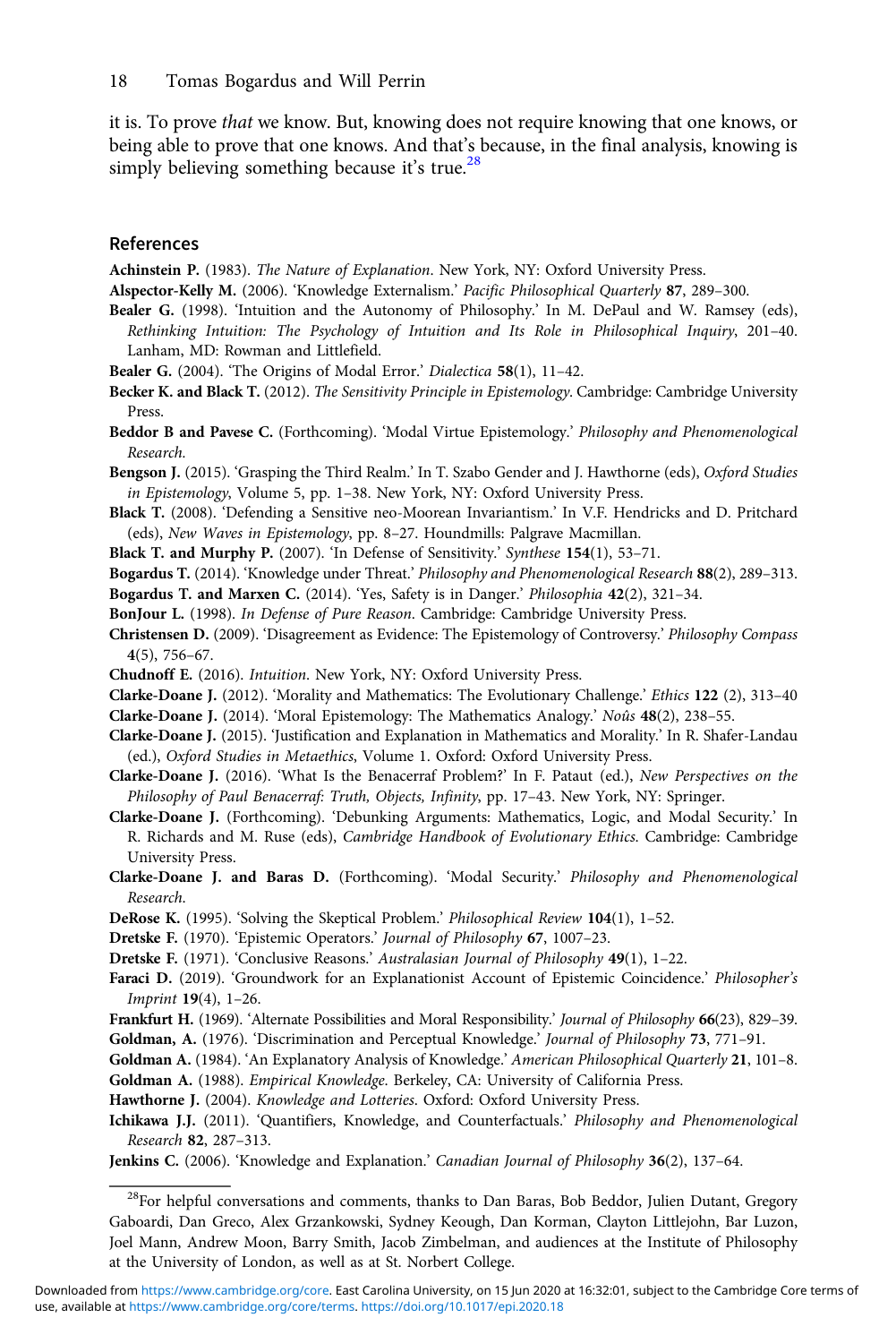it is. To prove *that* we know. But, knowing does not require knowing that one knows, or being able to prove that one knows. And that's because, in the final analysis, knowing is simply believing something because it's true.[28]

## References

**Achinstein P.** (1983). *The Nature of Explanation*. New York, NY: Oxford University Press.

**Alspector-Kelly M.** (2006). 'Knowledge Externalism.' *Pacific Philosophical Quarterly* **87**, 289–300.

**Bealer G.** (1998). 'Intuition and the Autonomy of Philosophy.' In M. DePaul and W. Ramsey (eds), *Rethinking Intuition: The Psychology of Intuition and Its Role in Philosophical Inquiry*, 201–40. Lanham, MD: Rowman and Littlefield.

**Bealer G.** (2004). 'The Origins of Modal Error.' *Dialectica* **58**(1), 11–42.

**Becker K. and Black T.** (2012). *The Sensitivity Principle in Epistemology*. Cambridge: Cambridge University Press.

**Beddor B and Pavese C.** (Forthcoming). 'Modal Virtue Epistemology.' *Philosophy and Phenomenological Research.*

**Bengson J.** (2015). 'Grasping the Third Realm.' In T. Szabo Gender and J. Hawthorne (eds), *Oxford Studies in Epistemology*, Volume 5, pp. 1–38. New York, NY: Oxford University Press.

**Black T.** (2008). 'Defending a Sensitive neo-Moorean Invariantism.' In V.F. Hendricks and D. Pritchard (eds), *New Waves in Epistemology*, pp. 8–27. Houndmills: Palgrave Macmillan.

**Black T. and Murphy P.** (2007). 'In Defense of Sensitivity.' *Synthese* **154**(1), 53–71.

**Bogardus T.** (2014). 'Knowledge under Threat.' *Philosophy and Phenomenological Research* **88**(2), 289–313.

**Bogardus T. and Marxen C.** (2014). 'Yes, Safety is in Danger.' *Philosophia* **42**(2), 321–34.

**BonJour L.** (1998). *In Defense of Pure Reason*. Cambridge: Cambridge University Press.

**Christensen D.** (2009). 'Disagreement as Evidence: The Epistemology of Controversy.' *Philosophy Compass* **4**(5), 756–67.

**Chudnoff E.** (2016). *Intuition*. New York, NY: Oxford University Press.

**Clarke-Doane J.** (2012). 'Morality and Mathematics: The Evolutionary Challenge.' *Ethics* **122** (2), 313–40

**Clarke-Doane J.** (2014). 'Moral Epistemology: The Mathematics Analogy.' *Noûs* **48**(2), 238–55.

**Clarke-Doane J.** (2015). 'Justification and Explanation in Mathematics and Morality.' In R. Shafer-Landau (ed.), *Oxford Studies in Metaethics*, Volume 1. Oxford: Oxford University Press.

**Clarke-Doane J.** (2016). 'What Is the Benacerraf Problem?' In F. Pataut (ed.), *New Perspectives on the Philosophy of Paul Benacerraf: Truth, Objects, Infinity*, pp. 17–43. New York, NY: Springer.

**Clarke-Doane J.** (Forthcoming). 'Debunking Arguments: Mathematics, Logic, and Modal Security.' In R. Richards and M. Ruse (eds), *Cambridge Handbook of Evolutionary Ethics*. Cambridge: Cambridge University Press.

**Clarke-Doane J. and Baras D.** (Forthcoming). 'Modal Security.' *Philosophy and Phenomenological Research.*

**DeRose K.** (1995). 'Solving the Skeptical Problem.' *Philosophical Review* **104**(1), 1–52.

**Dretske F.** (1970). 'Epistemic Operators.' *Journal of Philosophy* **67**, 1007–23.

**Dretske F.** (1971). 'Conclusive Reasons.' *Australasian Journal of Philosophy* **49**(1), 1–22.

**Faraci D.** (2019). 'Groundwork for an Explanationist Account of Epistemic Coincidence.' *Philosopher's Imprint* **19**(4), 1–26.

**Frankfurt H.** (1969). 'Alternate Possibilities and Moral Responsibility.' *Journal of Philosophy* **66**(23), 829–39.

**Goldman, A.** (1976). 'Discrimination and Perceptual Knowledge.' *Journal of Philosophy* **73**, 771–91.

**Goldman A.** (1984). 'An Explanatory Analysis of Knowledge.' *American Philosophical Quarterly* **21**, 101–8.

**Goldman A.** (1988). *Empirical Knowledge*. Berkeley, CA: University of California Press.

**Hawthorne J.** (2004). *Knowledge and Lotteries*. Oxford: Oxford University Press.

**Ichikawa J.J.** (2011). 'Quantifiers, Knowledge, and Counterfactuals.' *Philosophy and Phenomenological Research* **82**, 287–313.

**Jenkins C.** (2006). 'Knowledge and Explanation.' *Canadian Journal of Philosophy* **36**(2), 137–64.

---

[28]For helpful conversations and comments, thanks to Dan Baras, Bob Beddor, Julien Dutant, Gregory Gaboardi, Dan Greco, Alex Grzankowski, Sydney Keough, Dan Korman, Clayton Littlejohn, Bar Luzon, Joel Mann, Andrew Moon, Barry Smith, Jacob Zimbelman, and audiences at the Institute of Philosophy at the University of London, as well as at St. Norbert College.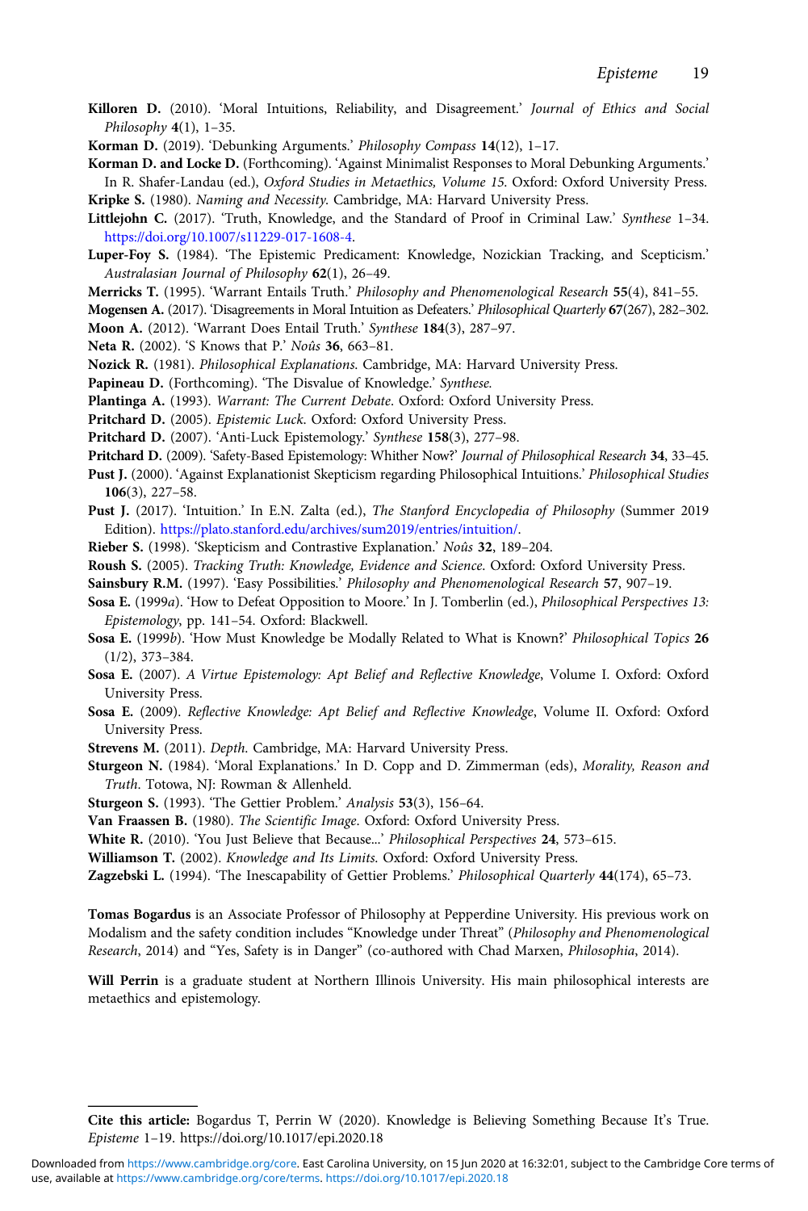**Killoren D.** (2010). 'Moral Intuitions, Reliability, and Disagreement.' *Journal of Ethics and Social Philosophy* **4**(1), 1–35.

**Korman D.** (2019). 'Debunking Arguments.' *Philosophy Compass* **14**(12), 1–17.

**Korman D. and Locke D.** (Forthcoming). 'Against Minimalist Responses to Moral Debunking Arguments.' In R. Shafer-Landau (ed.), *Oxford Studies in Metaethics, Volume 15*. Oxford: Oxford University Press.

**Kripke S.** (1980). *Naming and Necessity*. Cambridge, MA: Harvard University Press.

**Littlejohn C.** (2017). 'Truth, Knowledge, and the Standard of Proof in Criminal Law.' *Synthese* 1–34. https://doi.org/10.1007/s11229-017-1608-4.

**Luper-Foy S.** (1984). 'The Epistemic Predicament: Knowledge, Nozickian Tracking, and Scepticism.' *Australasian Journal of Philosophy* **62**(1), 26–49.

**Merricks T.** (1995). 'Warrant Entails Truth.' *Philosophy and Phenomenological Research* **55**(4), 841–55.

**Mogensen A.** (2017). 'Disagreements in Moral Intuition as Defeaters.' *Philosophical Quarterly* **67**(267), 282–302.

**Moon A.** (2012). 'Warrant Does Entail Truth.' *Synthese* **184**(3), 287–97.

**Neta R.** (2002). 'S Knows that P.' *Noûs* **36**, 663–81.

**Nozick R.** (1981). *Philosophical Explanations*. Cambridge, MA: Harvard University Press.

**Papineau D.** (Forthcoming). 'The Disvalue of Knowledge.' *Synthese.*

**Plantinga A.** (1993). *Warrant: The Current Debate*. Oxford: Oxford University Press.

**Pritchard D.** (2005). *Epistemic Luck*. Oxford: Oxford University Press.

**Pritchard D.** (2007). 'Anti-Luck Epistemology.' *Synthese* **158**(3), 277–98.

**Pritchard D.** (2009). 'Safety-Based Epistemology: Whither Now?' *Journal of Philosophical Research* **34**, 33–45.

**Pust J.** (2000). 'Against Explanationist Skepticism regarding Philosophical Intuitions.' *Philosophical Studies* **106**(3), 227–58.

**Pust J.** (2017). 'Intuition.' In E.N. Zalta (ed.), *The Stanford Encyclopedia of Philosophy* (Summer 2019 Edition). https://plato.stanford.edu/archives/sum2019/entries/intuition/.

**Rieber S.** (1998). 'Skepticism and Contrastive Explanation.' *Noûs* **32**, 189–204.

**Roush S.** (2005). *Tracking Truth: Knowledge, Evidence and Science*. Oxford: Oxford University Press.

**Sainsbury R.M.** (1997). 'Easy Possibilities.' *Philosophy and Phenomenological Research* **57**, 907–19.

**Sosa E.** (1999*a*). 'How to Defeat Opposition to Moore.' In J. Tomberlin (ed.), *Philosophical Perspectives 13: Epistemology*, pp. 141–54. Oxford: Blackwell.

**Sosa E.** (1999*b*). 'How Must Knowledge be Modally Related to What is Known?' *Philosophical Topics* **26** (1/2), 373–384.

**Sosa E.** (2007). *A Virtue Epistemology: Apt Belief and Reflective Knowledge*, Volume I. Oxford: Oxford University Press.

**Sosa E.** (2009). *Reflective Knowledge: Apt Belief and Reflective Knowledge*, Volume II. Oxford: Oxford University Press.

**Strevens M.** (2011). *Depth*. Cambridge, MA: Harvard University Press.

**Sturgeon N.** (1984). 'Moral Explanations.' In D. Copp and D. Zimmerman (eds), *Morality, Reason and Truth*. Totowa, NJ: Rowman & Allenheld.

**Sturgeon S.** (1993). 'The Gettier Problem.' *Analysis* **53**(3), 156–64.

**Van Fraassen B.** (1980). *The Scientific Image*. Oxford: Oxford University Press.

**White R.** (2010). 'You Just Believe that Because…' *Philosophical Perspectives* **24**, 573–615.

**Williamson T.** (2002). *Knowledge and Its Limits*. Oxford: Oxford University Press.

**Zagzebski L.** (1994). 'The Inescapability of Gettier Problems.' *Philosophical Quarterly* **44**(174), 65–73.

**Tomas Bogardus** is an Associate Professor of Philosophy at Pepperdine University. His previous work on Modalism and the safety condition includes "Knowledge under Threat" (*Philosophy and Phenomenological Research*, 2014) and "Yes, Safety is in Danger" (co-authored with Chad Marxen, *Philosophia*, 2014).

**Will Perrin** is a graduate student at Northern Illinois University. His main philosophical interests are metaethics and epistemology.

**Cite this article:** Bogardus T, Perrin W (2020). Knowledge is Believing Something Because It's True. *Episteme* 1–19. https://doi.org/10.1017/epi.2020.18